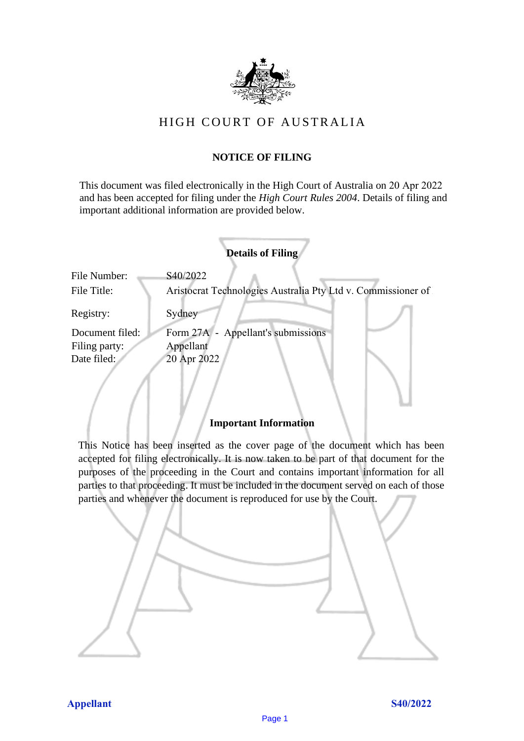# HIGH COURT OF AUSTRALIA

## NOTICE OF FILING

This document was filed electronically in the High Court of Australia on 20 Apr 2022 and has been accepted for filing under the *High Court Rules 2004*. Details of filing and important additional information are provided below.

### Details of Filing

| | |
|---|---|
| File Number: | S40/2022 |
| File Title: | Aristocrat Technologies Australia Pty Ltd v. Commissioner of |
| Registry: | Sydney |
| Document filed: | Form 27A - Appellant's submissions |
| Filing party: | Appellant |
| Date filed: | 20 Apr 2022 |

### Important Information

This Notice has been inserted as the cover page of the document which has been accepted for filing electronically. It is now taken to be part of that document for the purposes of the proceeding in the Court and contains important information for all parties to that proceeding. It must be included in the document served on each of those parties and whenever the document is reproduced for use by the Court.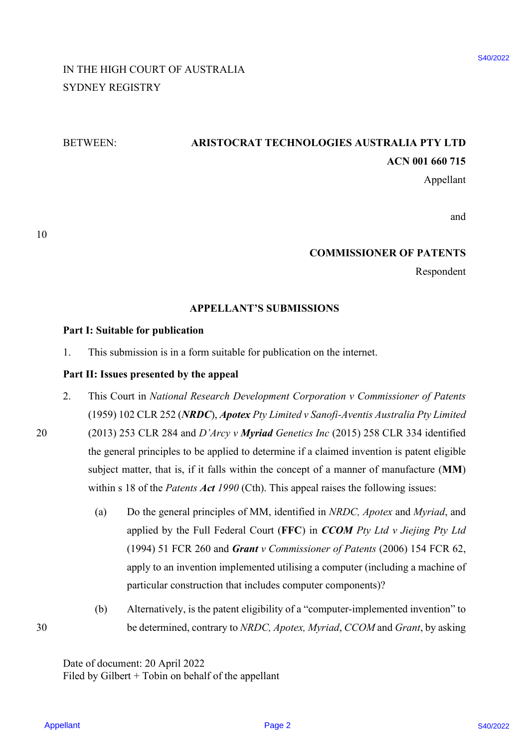IN THE HIGH COURT OF AUSTRALIA
SYDNEY REGISTRY

BETWEEN: **ARISTOCRAT TECHNOLOGIES AUSTRALIA PTY LTD**
**ACN 001 660 715**
Appellant

and

**COMMISSIONER OF PATENTS**
Respondent

**APPELLANT'S SUBMISSIONS**

**Part I: Suitable for publication**

1. This submission is in a form suitable for publication on the internet.

**Part II: Issues presented by the appeal**

2. This Court in *National Research Development Corporation v Commissioner of Patents* (1959) 102 CLR 252 (***NRDC***), ***Apotex*** *Pty Limited v Sanofi-Aventis Australia Pty Limited* (2013) 253 CLR 284 and *D'Arcy v* ***Myriad*** *Genetics Inc* (2015) 258 CLR 334 identified the general principles to be applied to determine if a claimed invention is patent eligible subject matter, that is, if it falls within the concept of a manner of manufacture (**MM**) within s 18 of the *Patents Act 1990* (Cth). This appeal raises the following issues:

   (a) Do the general principles of MM, identified in *NRDC, Apotex* and *Myriad*, and applied by the Full Federal Court (**FFC**) in ***CCOM*** *Pty Ltd v Jiejing Pty Ltd* (1994) 51 FCR 260 and ***Grant*** *v Commissioner of Patents* (2006) 154 FCR 62, apply to an invention implemented utilising a computer (including a machine of particular construction that includes computer components)?

   (b) Alternatively, is the patent eligibility of a "computer-implemented invention" to be determined, contrary to *NRDC, Apotex, Myriad*, *CCOM* and *Grant*, by asking

Date of document: 20 April 2022
Filed by Gilbert + Tobin on behalf of the appellant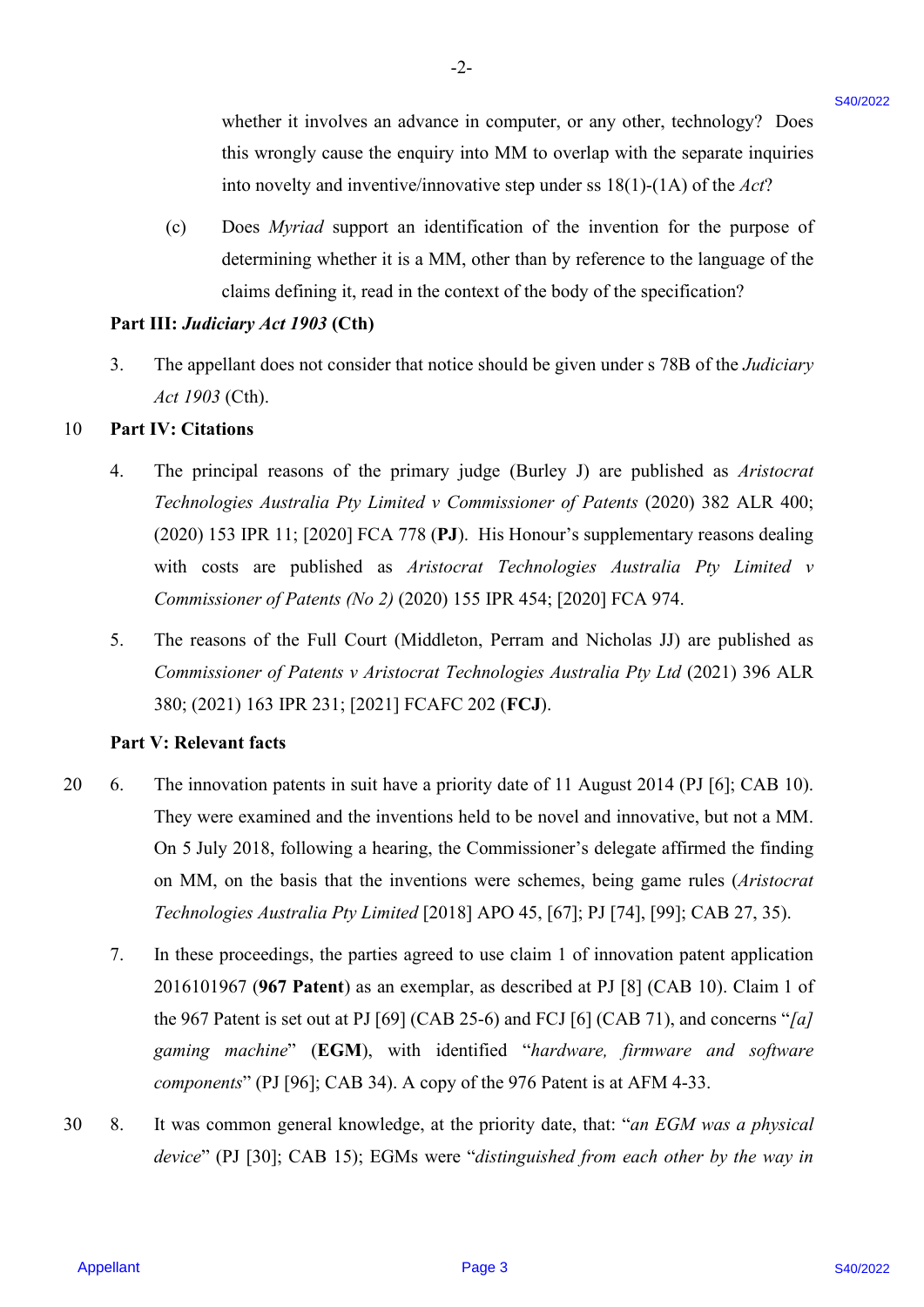whether it involves an advance in computer, or any other, technology? Does this wrongly cause the enquiry into MM to overlap with the separate inquiries into novelty and inventive/innovative step under ss 18(1)-(1A) of the *Act*?

(c) Does *Myriad* support an identification of the invention for the purpose of determining whether it is a MM, other than by reference to the language of the claims defining it, read in the context of the body of the specification?

**Part III: *Judiciary Act 1903* (Cth)**

3. The appellant does not consider that notice should be given under s 78B of the *Judiciary Act 1903* (Cth).

**Part IV: Citations**

4. The principal reasons of the primary judge (Burley J) are published as *Aristocrat Technologies Australia Pty Limited v Commissioner of Patents* (2020) 382 ALR 400; (2020) 153 IPR 11; [2020] FCA 778 (**PJ**). His Honour's supplementary reasons dealing with costs are published as *Aristocrat Technologies Australia Pty Limited v Commissioner of Patents (No 2)* (2020) 155 IPR 454; [2020] FCA 974.

5. The reasons of the Full Court (Middleton, Perram and Nicholas JJ) are published as *Commissioner of Patents v Aristocrat Technologies Australia Pty Ltd* (2021) 396 ALR 380; (2021) 163 IPR 231; [2021] FCAFC 202 (**FCJ**).

**Part V: Relevant facts**

6. The innovation patents in suit have a priority date of 11 August 2014 (PJ [6]; CAB 10). They were examined and the inventions held to be novel and innovative, but not a MM. On 5 July 2018, following a hearing, the Commissioner's delegate affirmed the finding on MM, on the basis that the inventions were schemes, being game rules (*Aristocrat Technologies Australia Pty Limited* [2018] APO 45, [67]; PJ [74], [99]; CAB 27, 35).

7. In these proceedings, the parties agreed to use claim 1 of innovation patent application 2016101967 (**967 Patent**) as an exemplar, as described at PJ [8] (CAB 10). Claim 1 of the 967 Patent is set out at PJ [69] (CAB 25-6) and FCJ [6] (CAB 71), and concerns "*[a] gaming machine*" (**EGM**), with identified "*hardware, firmware and software components*" (PJ [96]; CAB 34). A copy of the 976 Patent is at AFM 4-33.

8. It was common general knowledge, at the priority date, that: "*an EGM was a physical device*" (PJ [30]; CAB 15); EGMs were "*distinguished from each other by the way in*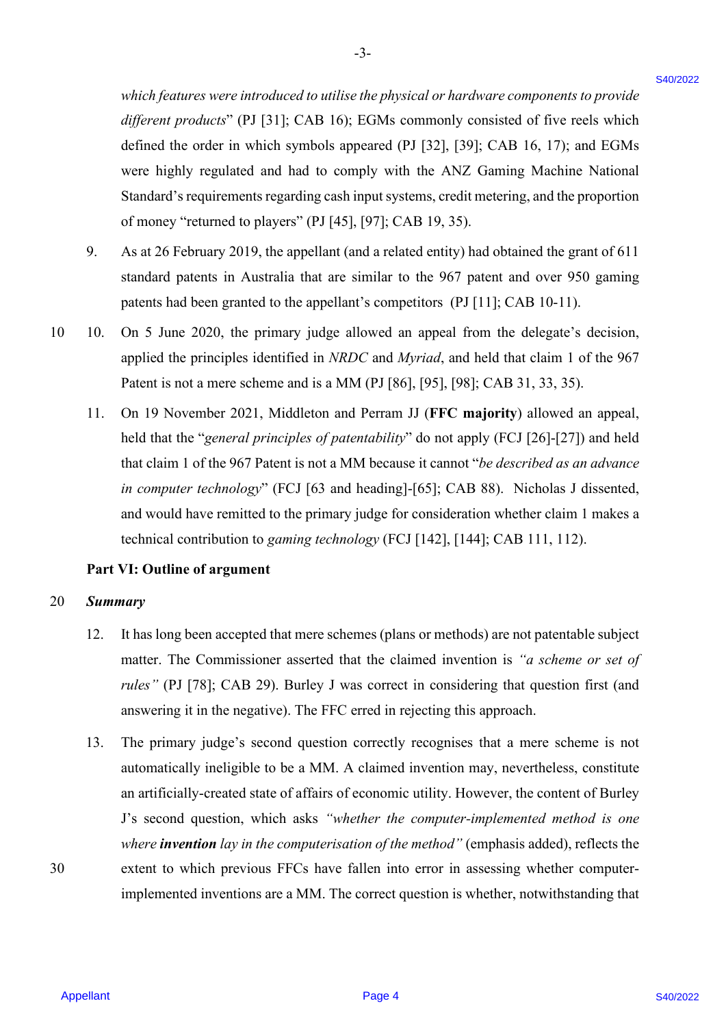*which features were introduced to utilise the physical or hardware components to provide different products*" (PJ [31]; CAB 16); EGMs commonly consisted of five reels which defined the order in which symbols appeared (PJ [32], [39]; CAB 16, 17); and EGMs were highly regulated and had to comply with the ANZ Gaming Machine National Standard's requirements regarding cash input systems, credit metering, and the proportion of money "returned to players" (PJ [45], [97]; CAB 19, 35).

9. As at 26 February 2019, the appellant (and a related entity) had obtained the grant of 611 standard patents in Australia that are similar to the 967 patent and over 950 gaming patents had been granted to the appellant's competitors (PJ [11]; CAB 10-11).

10. On 5 June 2020, the primary judge allowed an appeal from the delegate's decision, applied the principles identified in *NRDC* and *Myriad*, and held that claim 1 of the 967 Patent is not a mere scheme and is a MM (PJ [86], [95], [98]; CAB 31, 33, 35).

11. On 19 November 2021, Middleton and Perram JJ (**FFC majority**) allowed an appeal, held that the "*general principles of patentability*" do not apply (FCJ [26]-[27]) and held that claim 1 of the 967 Patent is not a MM because it cannot "*be described as an advance in computer technology*" (FCJ [63 and heading]-[65]; CAB 88). Nicholas J dissented, and would have remitted to the primary judge for consideration whether claim 1 makes a technical contribution to *gaming technology* (FCJ [142], [144]; CAB 111, 112).

**Part VI: Outline of argument**

***Summary***

12. It has long been accepted that mere schemes (plans or methods) are not patentable subject matter. The Commissioner asserted that the claimed invention is *"a scheme or set of rules"* (PJ [78]; CAB 29). Burley J was correct in considering that question first (and answering it in the negative). The FFC erred in rejecting this approach.

13. The primary judge's second question correctly recognises that a mere scheme is not automatically ineligible to be a MM. A claimed invention may, nevertheless, constitute an artificially-created state of affairs of economic utility. However, the content of Burley J's second question, which asks *"whether the computer-implemented method is one where* ***invention*** *lay in the computerisation of the method"* (emphasis added), reflects the extent to which previous FFCs have fallen into error in assessing whether computer-implemented inventions are a MM. The correct question is whether, notwithstanding that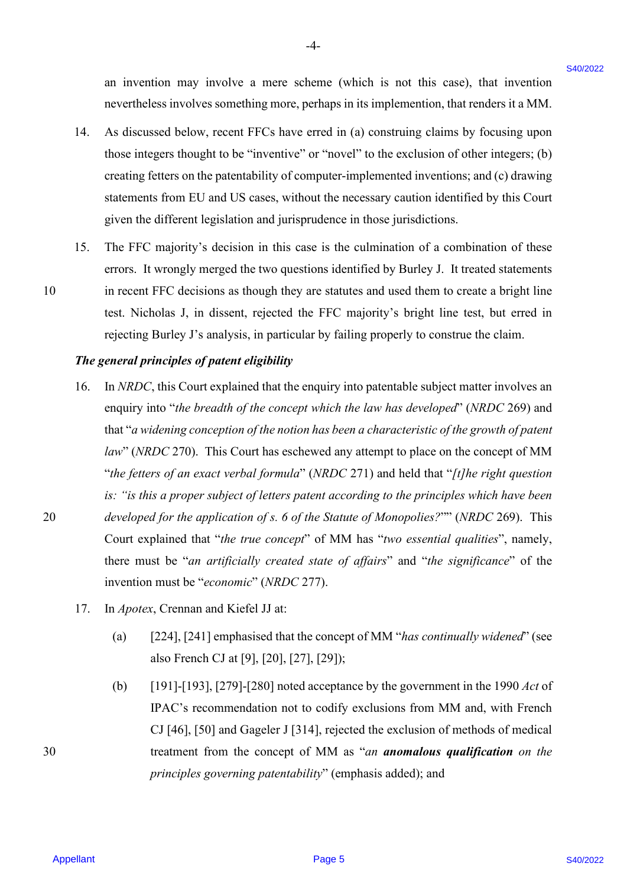an invention may involve a mere scheme (which is not this case), that invention nevertheless involves something more, perhaps in its implemention, that renders it a MM.

14. As discussed below, recent FFCs have erred in (a) construing claims by focusing upon those integers thought to be "inventive" or "novel" to the exclusion of other integers; (b) creating fetters on the patentability of computer-implemented inventions; and (c) drawing statements from EU and US cases, without the necessary caution identified by this Court given the different legislation and jurisprudence in those jurisdictions.

15. The FFC majority's decision in this case is the culmination of a combination of these errors. It wrongly merged the two questions identified by Burley J. It treated statements in recent FFC decisions as though they are statutes and used them to create a bright line test. Nicholas J, in dissent, rejected the FFC majority's bright line test, but erred in rejecting Burley J's analysis, in particular by failing properly to construe the claim.

***The general principles of patent eligibility***

16. In *NRDC*, this Court explained that the enquiry into patentable subject matter involves an enquiry into "*the breadth of the concept which the law has developed*" (*NRDC* 269) and that "*a widening conception of the notion has been a characteristic of the growth of patent law*" (*NRDC* 270). This Court has eschewed any attempt to place on the concept of MM "*the fetters of an exact verbal formula*" (*NRDC* 271) and held that "*[t]he right question is: "is this a proper subject of letters patent according to the principles which have been developed for the application of s. 6 of the Statute of Monopolies?*""" (*NRDC* 269). This Court explained that "*the true concept*" of MM has "*two essential qualities*", namely, there must be "*an artificially created state of affairs*" and "*the significance*" of the invention must be "*economic*" (*NRDC* 277).

17. In *Apotex*, Crennan and Kiefel JJ at:

    (a) [224], [241] emphasised that the concept of MM "*has continually widened*" (see also French CJ at [9], [20], [27], [29]);

    (b) [191]-[193], [279]-[280] noted acceptance by the government in the 1990 *Act* of IPAC's recommendation not to codify exclusions from MM and, with French CJ [46], [50] and Gageler J [314], rejected the exclusion of methods of medical treatment from the concept of MM as "*an **anomalous qualification** on the principles governing patentability*" (emphasis added); and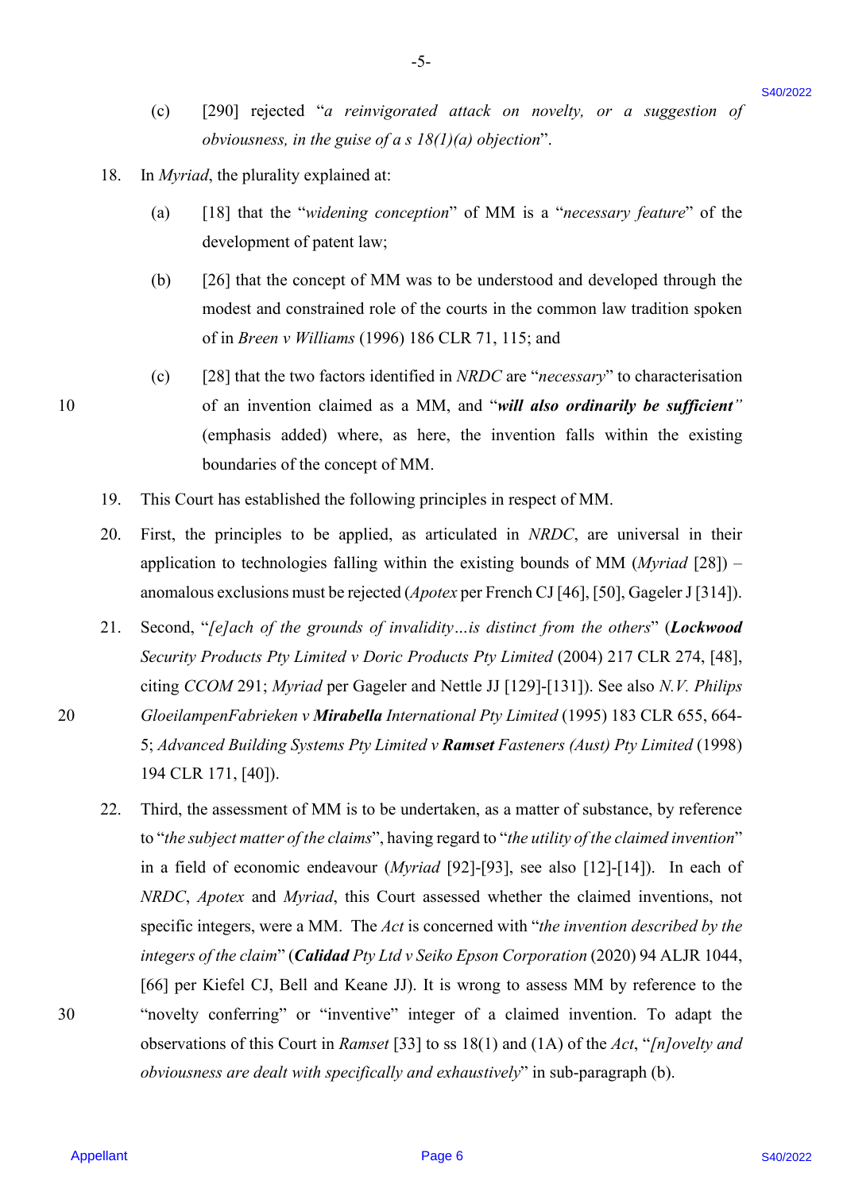(c) [290] rejected "*a reinvigorated attack on novelty, or a suggestion of obviousness, in the guise of a s 18(1)(a) objection*".

18. In *Myriad*, the plurality explained at:

    (a) [18] that the "*widening conception*" of MM is a "*necessary feature*" of the development of patent law;

    (b) [26] that the concept of MM was to be understood and developed through the modest and constrained role of the courts in the common law tradition spoken of in *Breen v Williams* (1996) 186 CLR 71, 115; and

    (c) [28] that the two factors identified in *NRDC* are "*necessary*" to characterisation of an invention claimed as a MM, and "***will also ordinarily be sufficient***" (emphasis added) where, as here, the invention falls within the existing boundaries of the concept of MM.

19. This Court has established the following principles in respect of MM.

20. First, the principles to be applied, as articulated in *NRDC*, are universal in their application to technologies falling within the existing bounds of MM (*Myriad* [28]) – anomalous exclusions must be rejected (*Apotex* per French CJ [46], [50], Gageler J [314]).

21. Second, "*[e]ach of the grounds of invalidity…is distinct from the others*" (***Lockwood*** *Security Products Pty Limited v Doric Products Pty Limited* (2004) 217 CLR 274, [48], citing *CCOM* 291; *Myriad* per Gageler and Nettle JJ [129]-[131]). See also *N.V. Philips GloeilampenFabrieken v **Mirabella** International Pty Limited* (1995) 183 CLR 655, 664-5; *Advanced Building Systems Pty Limited v **Ramset** Fasteners (Aust) Pty Limited* (1998) 194 CLR 171, [40]).

22. Third, the assessment of MM is to be undertaken, as a matter of substance, by reference to "*the subject matter of the claims*", having regard to "*the utility of the claimed invention*" in a field of economic endeavour (*Myriad* [92]-[93], see also [12]-[14]). In each of *NRDC*, *Apotex* and *Myriad*, this Court assessed whether the claimed inventions, not specific integers, were a MM. The *Act* is concerned with "*the invention described by the integers of the claim*" (***Calidad*** *Pty Ltd v Seiko Epson Corporation* (2020) 94 ALJR 1044, [66] per Kiefel CJ, Bell and Keane JJ). It is wrong to assess MM by reference to the "novelty conferring" or "inventive" integer of a claimed invention. To adapt the observations of this Court in *Ramset* [33] to ss 18(1) and (1A) of the *Act*, "*[n]ovelty and obviousness are dealt with specifically and exhaustively*" in sub-paragraph (b).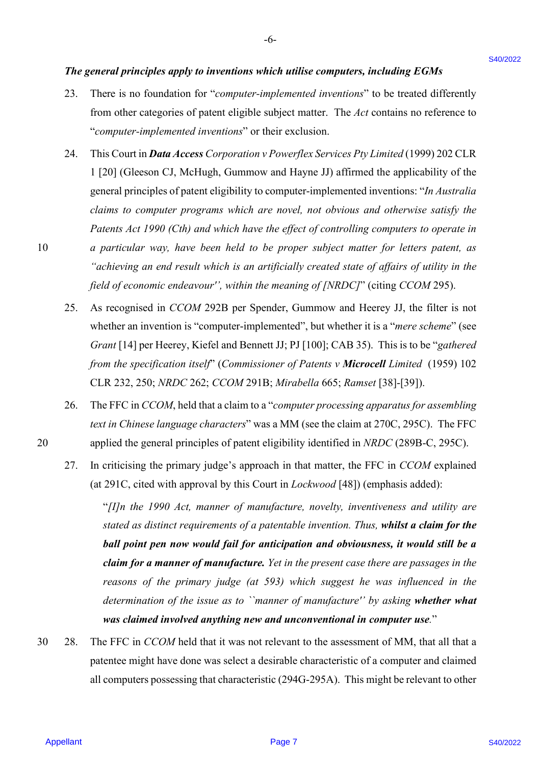### *The general principles apply to inventions which utilise computers, including EGMs*

23. There is no foundation for "*computer-implemented inventions*" to be treated differently from other categories of patent eligible subject matter. The *Act* contains no reference to "*computer-implemented inventions*" or their exclusion.

24. This Court in ***Data Access*** *Corporation v Powerflex Services Pty Limited* (1999) 202 CLR 1 [20] (Gleeson CJ, McHugh, Gummow and Hayne JJ) affirmed the applicability of the general principles of patent eligibility to computer-implemented inventions: "*In Australia claims to computer programs which are novel, not obvious and otherwise satisfy the Patents Act 1990 (Cth) and which have the effect of controlling computers to operate in a particular way, have been held to be proper subject matter for letters patent, as "achieving an end result which is an artificially created state of affairs of utility in the field of economic endeavour'', within the meaning of [NRDC]*" (citing *CCOM* 295).

25. As recognised in *CCOM* 292B per Spender, Gummow and Heerey JJ, the filter is not whether an invention is "computer-implemented", but whether it is a "*mere scheme*" (see *Grant* [14] per Heerey, Kiefel and Bennett JJ; PJ [100]; CAB 35). This is to be "*gathered from the specification itself*" (*Commissioner of Patents v **Microcell** Limited* (1959) 102 CLR 232, 250; *NRDC* 262; *CCOM* 291B; *Mirabella* 665; *Ramset* [38]-[39]).

26. The FFC in *CCOM*, held that a claim to a "*computer processing apparatus for assembling text in Chinese language characters*" was a MM (see the claim at 270C, 295C). The FFC applied the general principles of patent eligibility identified in *NRDC* (289B-C, 295C).

27. In criticising the primary judge's approach in that matter, the FFC in *CCOM* explained (at 291C, cited with approval by this Court in *Lockwood* [48]) (emphasis added):

   "*[I]n the 1990 Act, manner of manufacture, novelty, inventiveness and utility are stated as distinct requirements of a patentable invention. Thus, **whilst a claim for the ball point pen now would fail for anticipation and obviousness, it would still be a claim for a manner of manufacture.** Yet in the present case there are passages in the reasons of the primary judge (at 593) which suggest he was influenced in the determination of the issue as to ``manner of manufacture'' by asking **whether what was claimed involved anything new and unconventional in computer use**.*"

28. The FFC in *CCOM* held that it was not relevant to the assessment of MM, that all that a patentee might have done was select a desirable characteristic of a computer and claimed all computers possessing that characteristic (294G-295A). This might be relevant to other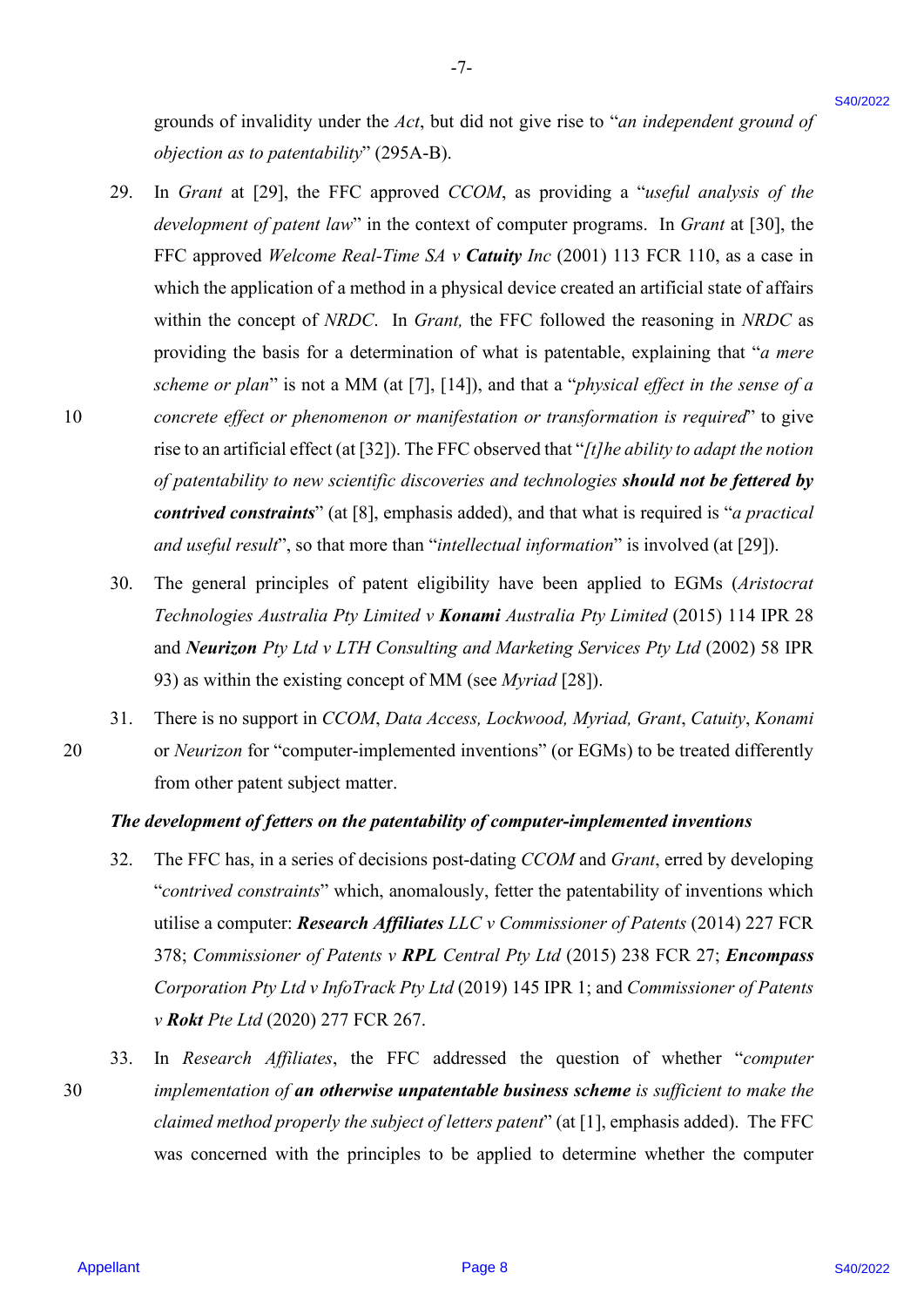grounds of invalidity under the *Act*, but did not give rise to "*an independent ground of objection as to patentability*" (295A-B).

29. In *Grant* at [29], the FFC approved *CCOM*, as providing a "*useful analysis of the development of patent law*" in the context of computer programs. In *Grant* at [30], the FFC approved *Welcome Real-Time SA v* ***Catuity*** *Inc* (2001) 113 FCR 110, as a case in which the application of a method in a physical device created an artificial state of affairs within the concept of *NRDC*. In *Grant,* the FFC followed the reasoning in *NRDC* as providing the basis for a determination of what is patentable, explaining that "*a mere scheme or plan*" is not a MM (at [7], [14]), and that a "*physical effect in the sense of a concrete effect or phenomenon or manifestation or transformation is required*" to give rise to an artificial effect (at [32]). The FFC observed that "*[t]he ability to adapt the notion of patentability to new scientific discoveries and technologies* ***should not be fettered by contrived constraints***" (at [8], emphasis added), and that what is required is "*a practical and useful result*", so that more than "*intellectual information*" is involved (at [29]).

30. The general principles of patent eligibility have been applied to EGMs (*Aristocrat Technologies Australia Pty Limited v* ***Konami*** *Australia Pty Limited* (2015) 114 IPR 28 and ***Neurizon*** *Pty Ltd v LTH Consulting and Marketing Services Pty Ltd* (2002) 58 IPR 93) as within the existing concept of MM (see *Myriad* [28]).

31. There is no support in *CCOM*, *Data Access*, *Lockwood, Myriad, Grant*, *Catuity*, *Konami* or *Neurizon* for "computer-implemented inventions" (or EGMs) to be treated differently from other patent subject matter.

### *The development of fetters on the patentability of computer-implemented inventions*

32. The FFC has, in a series of decisions post-dating *CCOM* and *Grant*, erred by developing "*contrived constraints*" which, anomalously, fetter the patentability of inventions which utilise a computer: ***Research Affiliates*** *LLC v Commissioner of Patents* (2014) 227 FCR 378; *Commissioner of Patents v* ***RPL*** *Central Pty Ltd* (2015) 238 FCR 27; ***Encompass*** *Corporation Pty Ltd v InfoTrack Pty Ltd* (2019) 145 IPR 1; and *Commissioner of Patents v* ***Rokt*** *Pte Ltd* (2020) 277 FCR 267.

33. In *Research Affiliates*, the FFC addressed the question of whether "*computer implementation of* ***an otherwise unpatentable business scheme*** *is sufficient to make the claimed method properly the subject of letters patent*" (at [1], emphasis added). The FFC was concerned with the principles to be applied to determine whether the computer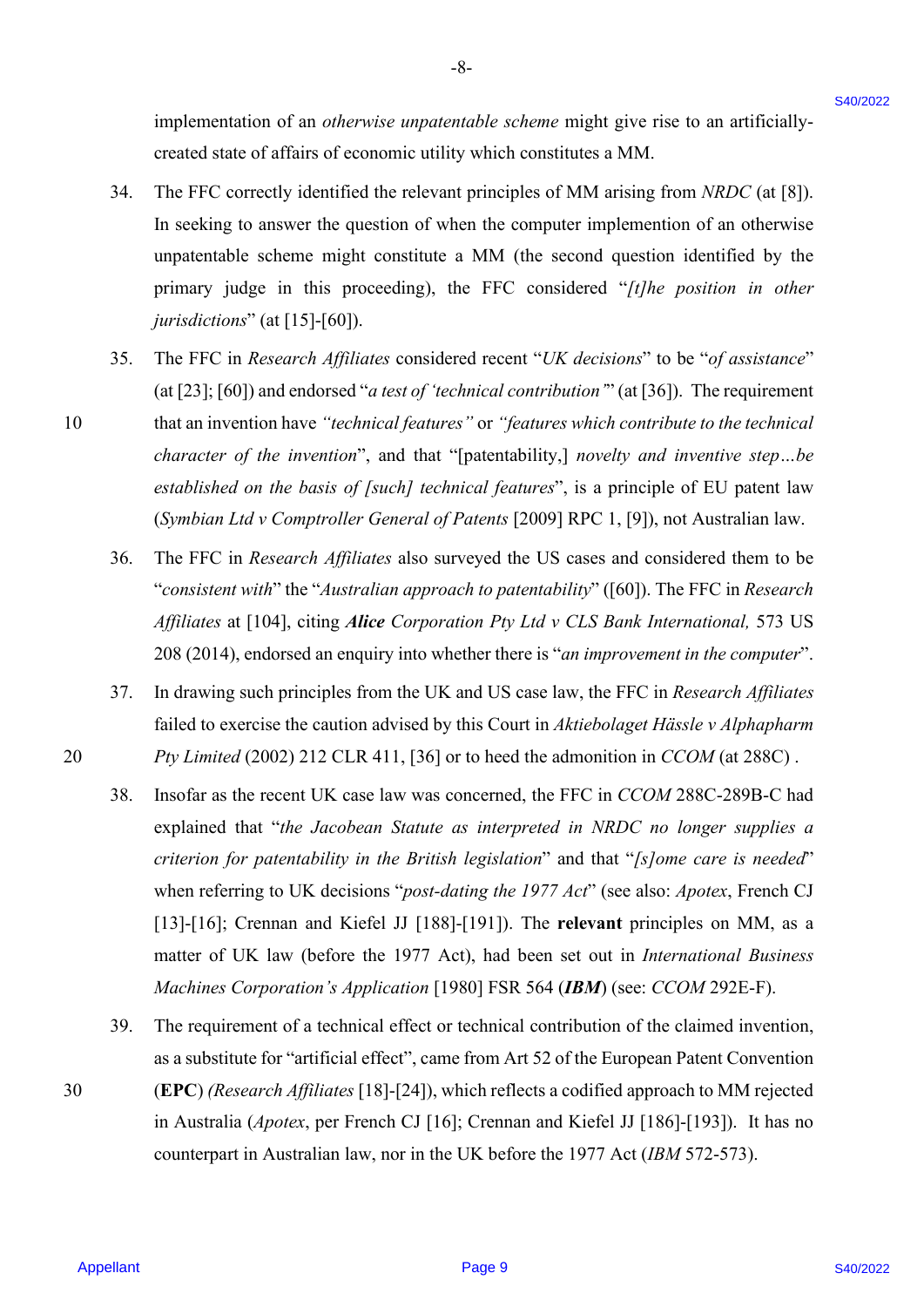implementation of an *otherwise unpatentable scheme* might give rise to an artificially-created state of affairs of economic utility which constitutes a MM.

34. The FFC correctly identified the relevant principles of MM arising from *NRDC* (at [8]). In seeking to answer the question of when the computer implemention of an otherwise unpatentable scheme might constitute a MM (the second question identified by the primary judge in this proceeding), the FFC considered "*[t]he position in other jurisdictions*" (at [15]-[60]).

35. The FFC in *Research Affiliates* considered recent "*UK decisions*" to be "*of assistance*" (at [23]; [60]) and endorsed "*a test of 'technical contribution'*" (at [36]). The requirement that an invention have *"technical features"* or *"features which contribute to the technical character of the invention*", and that "[patentability,] *novelty and inventive step…be established on the basis of [such] technical features*", is a principle of EU patent law (*Symbian Ltd v Comptroller General of Patents* [2009] RPC 1, [9]), not Australian law.

36. The FFC in *Research Affiliates* also surveyed the US cases and considered them to be "*consistent with*" the "*Australian approach to patentability*" ([60]). The FFC in *Research Affiliates* at [104], citing ***Alice*** *Corporation Pty Ltd v CLS Bank International,* 573 US 208 (2014), endorsed an enquiry into whether there is "*an improvement in the computer*".

37. In drawing such principles from the UK and US case law, the FFC in *Research Affiliates* failed to exercise the caution advised by this Court in *Aktiebolaget Hässle v Alphapharm Pty Limited* (2002) 212 CLR 411, [36] or to heed the admonition in *CCOM* (at 288C) .

38. Insofar as the recent UK case law was concerned, the FFC in *CCOM* 288C-289B-C had explained that "*the Jacobean Statute as interpreted in NRDC no longer supplies a criterion for patentability in the British legislation*" and that "*[s]ome care is needed*" when referring to UK decisions "*post-dating the 1977 Act*" (see also: *Apotex*, French CJ [13]-[16]; Crennan and Kiefel JJ [188]-[191]). The **relevant** principles on MM, as a matter of UK law (before the 1977 Act), had been set out in *International Business Machines Corporation's Application* [1980] FSR 564 (***IBM***) (see: *CCOM* 292E-F).

39. The requirement of a technical effect or technical contribution of the claimed invention, as a substitute for "artificial effect", came from Art 52 of the European Patent Convention (**EPC**) *(Research Affiliates* [18]-[24]), which reflects a codified approach to MM rejected in Australia (*Apotex*, per French CJ [16]; Crennan and Kiefel JJ [186]-[193]). It has no counterpart in Australian law, nor in the UK before the 1977 Act (*IBM* 572-573).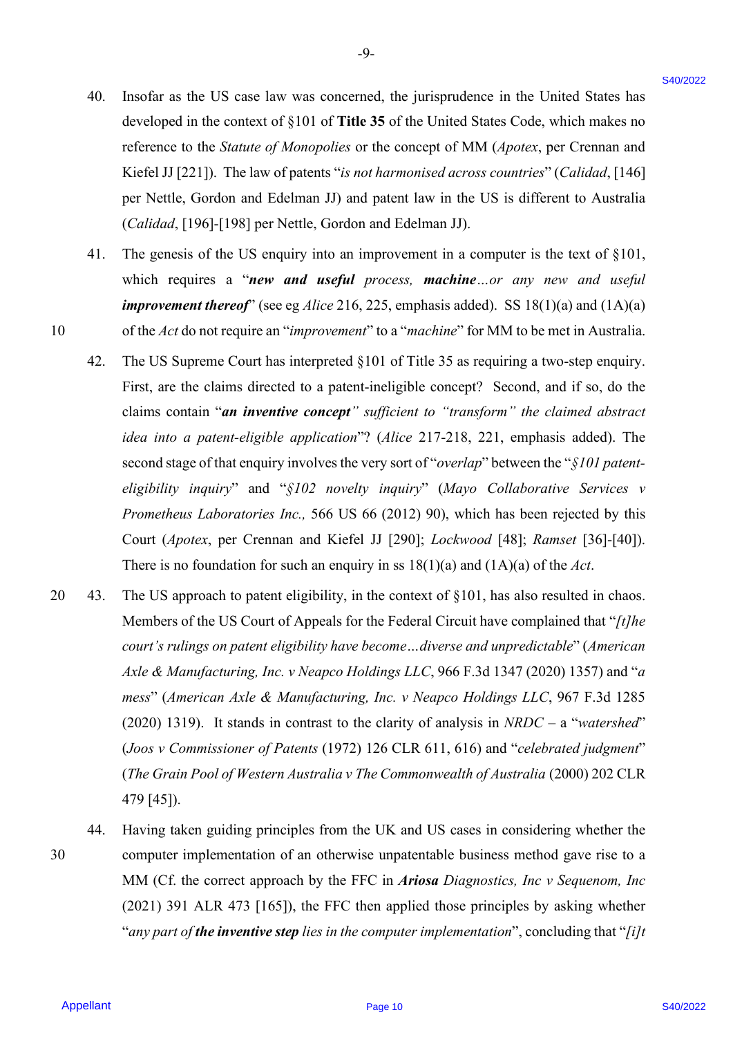40. Insofar as the US case law was concerned, the jurisprudence in the United States has developed in the context of §101 of **Title 35** of the United States Code, which makes no reference to the *Statute of Monopolies* or the concept of MM (*Apotex*, per Crennan and Kiefel JJ [221]). The law of patents "*is not harmonised across countries*" (*Calidad*, [146] per Nettle, Gordon and Edelman JJ) and patent law in the US is different to Australia (*Calidad*, [196]-[198] per Nettle, Gordon and Edelman JJ).

41. The genesis of the US enquiry into an improvement in a computer is the text of §101, which requires a "***new and useful*** *process,* ***machine****…or any new and useful* ***improvement thereof***" (see eg *Alice* 216, 225, emphasis added). SS 18(1)(a) and (1A)(a) of the *Act* do not require an "*improvement*" to a "*machine*" for MM to be met in Australia.

42. The US Supreme Court has interpreted §101 of Title 35 as requiring a two-step enquiry. First, are the claims directed to a patent-ineligible concept? Second, and if so, do the claims contain "***an inventive concept****" sufficient to "transform" the claimed abstract idea into a patent-eligible application*"? (*Alice* 217-218, 221, emphasis added). The second stage of that enquiry involves the very sort of "*overlap*" between the "*§101 patent-eligibility inquiry*" and "*§102 novelty inquiry*" (*Mayo Collaborative Services v Prometheus Laboratories Inc.,* 566 US 66 (2012) 90), which has been rejected by this Court (*Apotex*, per Crennan and Kiefel JJ [290]; *Lockwood* [48]; *Ramset* [36]-[40]). There is no foundation for such an enquiry in ss 18(1)(a) and (1A)(a) of the *Act*.

43. The US approach to patent eligibility, in the context of §101, has also resulted in chaos. Members of the US Court of Appeals for the Federal Circuit have complained that "*[t]he court's rulings on patent eligibility have become…diverse and unpredictable*" (*American Axle & Manufacturing, Inc. v Neapco Holdings LLC*, 966 F.3d 1347 (2020) 1357) and "*a mess*" (*American Axle & Manufacturing, Inc. v Neapco Holdings LLC*, 967 F.3d 1285 (2020) 1319). It stands in contrast to the clarity of analysis in *NRDC* – a "*watershed*" (*Joos v Commissioner of Patents* (1972) 126 CLR 611, 616) and "*celebrated judgment*" (*The Grain Pool of Western Australia v The Commonwealth of Australia* (2000) 202 CLR 479 [45]).

44. Having taken guiding principles from the UK and US cases in considering whether the computer implementation of an otherwise unpatentable business method gave rise to a MM (Cf. the correct approach by the FFC in ***Ariosa*** *Diagnostics, Inc v Sequenom, Inc* (2021) 391 ALR 473 [165]), the FFC then applied those principles by asking whether "*any part of* ***the inventive step*** *lies in the computer implementation*", concluding that "*[i]t*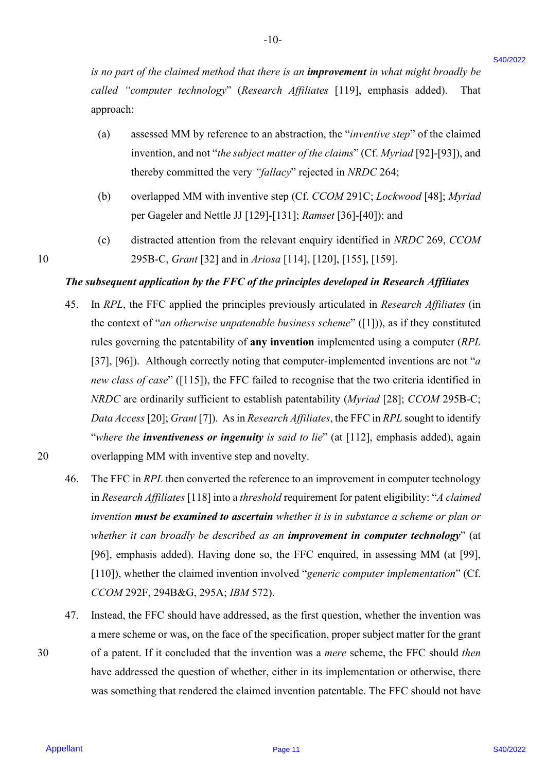*is no part of the claimed method that there is an **improvement** in what might broadly be called "computer technology*" (*Research Affiliates* [119], emphasis added). That approach:

(a) assessed MM by reference to an abstraction, the "*inventive step*" of the claimed invention, and not "*the subject matter of the claims*" (Cf. *Myriad* [92]-[93]), and thereby committed the very *"fallacy*" rejected in *NRDC* 264;

(b) overlapped MM with inventive step (Cf. *CCOM* 291C; *Lockwood* [48]; *Myriad* per Gageler and Nettle JJ [129]-[131]; *Ramset* [36]-[40]); and

(c) distracted attention from the relevant enquiry identified in *NRDC* 269, *CCOM* 295B-C, *Grant* [32] and in *Ariosa* [114], [120], [155], [159].

***The subsequent application by the FFC of the principles developed in Research Affiliates***

45. In *RPL*, the FFC applied the principles previously articulated in *Research Affiliates* (in the context of "*an otherwise unpatenable business scheme*" ([1])), as if they constituted rules governing the patentability of **any invention** implemented using a computer (*RPL* [37], [96]). Although correctly noting that computer-implemented inventions are not "*a new class of case*" ([115]), the FFC failed to recognise that the two criteria identified in *NRDC* are ordinarily sufficient to establish patentability (*Myriad* [28]; *CCOM* 295B-C; *Data Access* [20]; *Grant* [7]). As in *Research Affiliates*, the FFC in *RPL* sought to identify "*where the **inventiveness or ingenuity** is said to lie*" (at [112], emphasis added), again overlapping MM with inventive step and novelty.

46. The FFC in *RPL* then converted the reference to an improvement in computer technology in *Research Affiliates* [118] into a *threshold* requirement for patent eligibility: "*A claimed invention **must be examined to ascertain** whether it is in substance a scheme or plan or whether it can broadly be described as an **improvement in computer technology***" (at [96], emphasis added). Having done so, the FFC enquired, in assessing MM (at [99], [110]), whether the claimed invention involved "*generic computer implementation*" (Cf. *CCOM* 292F, 294B&G, 295A; *IBM* 572).

47. Instead, the FFC should have addressed, as the first question, whether the invention was a mere scheme or was, on the face of the specification, proper subject matter for the grant of a patent. If it concluded that the invention was a *mere* scheme, the FFC should *then* have addressed the question of whether, either in its implementation or otherwise, there was something that rendered the claimed invention patentable. The FFC should not have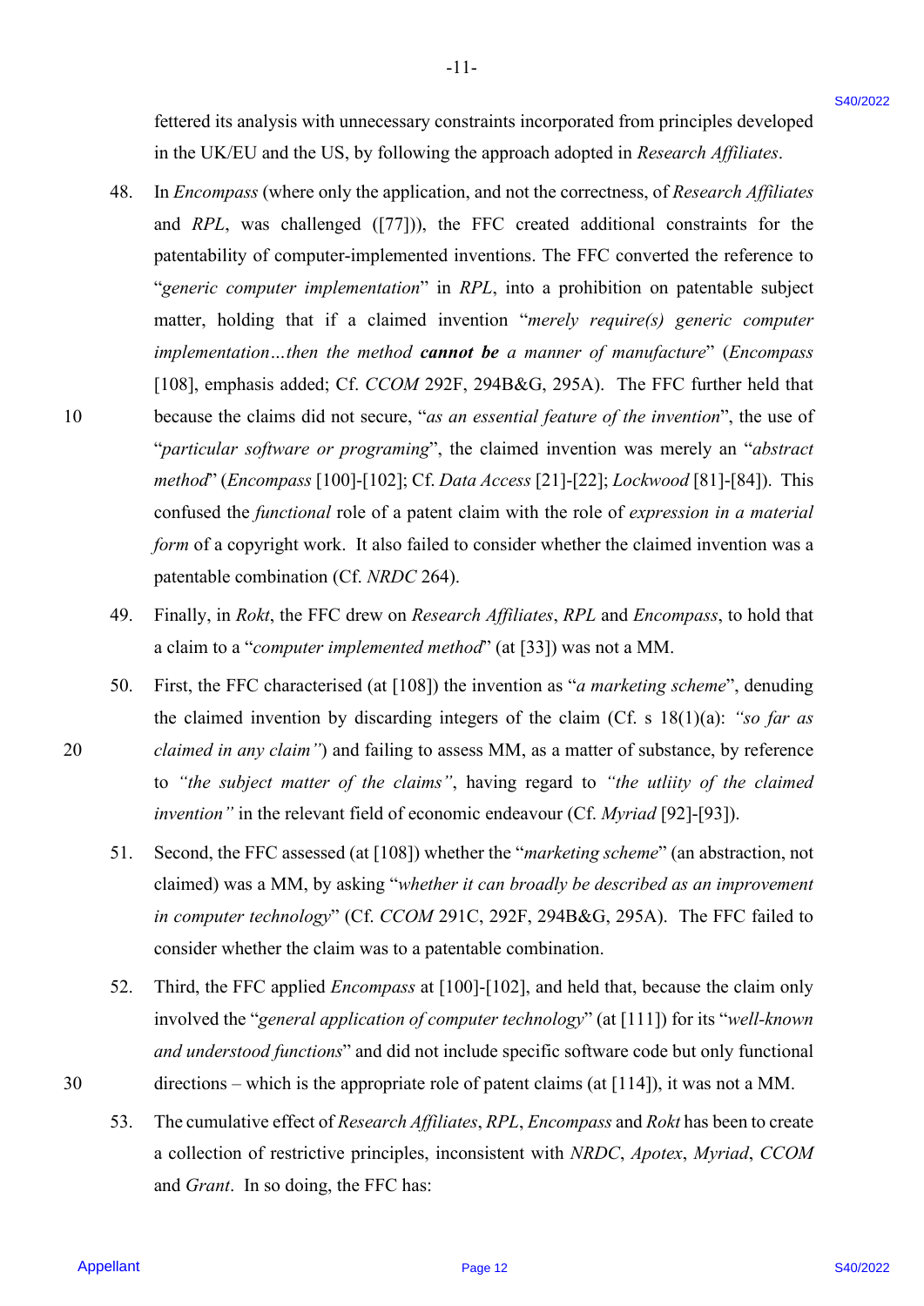fettered its analysis with unnecessary constraints incorporated from principles developed in the UK/EU and the US, by following the approach adopted in *Research Affiliates*.

48. In *Encompass* (where only the application, and not the correctness, of *Research Affiliates* and *RPL*, was challenged ([77])), the FFC created additional constraints for the patentability of computer-implemented inventions. The FFC converted the reference to "*generic computer implementation*" in *RPL*, into a prohibition on patentable subject matter, holding that if a claimed invention "*merely require(s) generic computer implementation…then the method **cannot be** a manner of manufacture*" (*Encompass* [108], emphasis added; Cf. *CCOM* 292F, 294B&G, 295A). The FFC further held that because the claims did not secure, "*as an essential feature of the invention*", the use of "*particular software or programing*", the claimed invention was merely an "*abstract method*" (*Encompass* [100]-[102]; Cf. *Data Access* [21]-[22]; *Lockwood* [81]-[84]). This confused the *functional* role of a patent claim with the role of *expression in a material form* of a copyright work. It also failed to consider whether the claimed invention was a patentable combination (Cf. *NRDC* 264).

49. Finally, in *Rokt*, the FFC drew on *Research Affiliates*, *RPL* and *Encompass*, to hold that a claim to a "*computer implemented method*" (at [33]) was not a MM.

50. First, the FFC characterised (at [108]) the invention as "*a marketing scheme*", denuding the claimed invention by discarding integers of the claim (Cf. s 18(1)(a): *"so far as claimed in any claim"*) and failing to assess MM, as a matter of substance, by reference to *"the subject matter of the claims"*, having regard to *"the utliity of the claimed invention"* in the relevant field of economic endeavour (Cf. *Myriad* [92]-[93]).

51. Second, the FFC assessed (at [108]) whether the "*marketing scheme*" (an abstraction, not claimed) was a MM, by asking "*whether it can broadly be described as an improvement in computer technology*" (Cf. *CCOM* 291C, 292F, 294B&G, 295A). The FFC failed to consider whether the claim was to a patentable combination.

52. Third, the FFC applied *Encompass* at [100]-[102], and held that, because the claim only involved the "*general application of computer technology*" (at [111]) for its "*well-known and understood functions*" and did not include specific software code but only functional directions – which is the appropriate role of patent claims (at [114]), it was not a MM.

53. The cumulative effect of *Research Affiliates*, *RPL*, *Encompass* and *Rokt* has been to create a collection of restrictive principles, inconsistent with *NRDC*, *Apotex*, *Myriad*, *CCOM* and *Grant*. In so doing, the FFC has: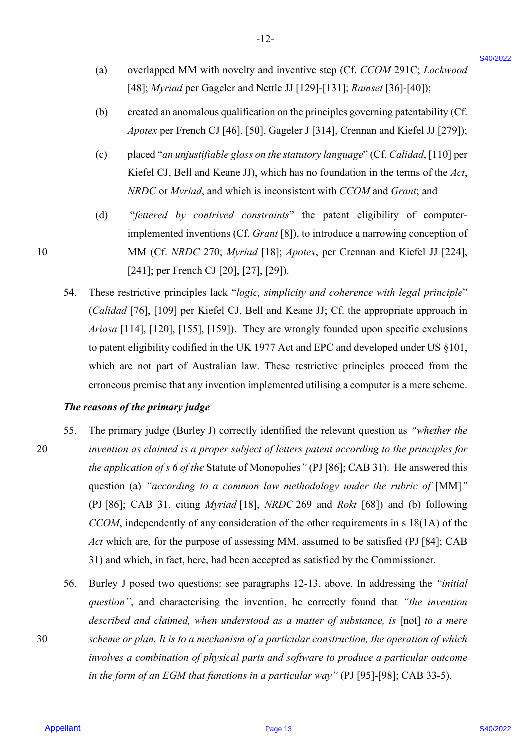(a) overlapped MM with novelty and inventive step (Cf. *CCOM* 291C; *Lockwood* [48]; *Myriad* per Gageler and Nettle JJ [129]-[131]; *Ramset* [36]-[40]);

(b) created an anomalous qualification on the principles governing patentability (Cf. *Apotex* per French CJ [46], [50], Gageler J [314], Crennan and Kiefel JJ [279]);

(c) placed "*an unjustifiable gloss on the statutory language*" (Cf. *Calidad*, [110] per Kiefel CJ, Bell and Keane JJ), which has no foundation in the terms of the *Act*, *NRDC* or *Myriad*, and which is inconsistent with *CCOM* and *Grant*; and

(d) "*fettered by contrived constraints*" the patent eligibility of computer-implemented inventions (Cf. *Grant* [8]), to introduce a narrowing conception of MM (Cf. *NRDC* 270; *Myriad* [18]; *Apotex*, per Crennan and Kiefel JJ [224], [241]; per French CJ [20], [27], [29]).

54. These restrictive principles lack "*logic, simplicity and coherence with legal principle*" (*Calidad* [76], [109] per Kiefel CJ, Bell and Keane JJ; Cf. the appropriate approach in *Ariosa* [114], [120], [155], [159]). They are wrongly founded upon specific exclusions to patent eligibility codified in the UK 1977 Act and EPC and developed under US §101, which are not part of Australian law. These restrictive principles proceed from the erroneous premise that any invention implemented utilising a computer is a mere scheme.

***The reasons of the primary judge***

55. The primary judge (Burley J) correctly identified the relevant question as *"whether the invention as claimed is a proper subject of letters patent according to the principles for the application of s 6 of the* Statute of Monopolies*"* (PJ [86]; CAB 31). He answered this question (a) *"according to a common law methodology under the rubric of* [MM]*"* (PJ [86]; CAB 31, citing *Myriad* [18], *NRDC* 269 and *Rokt* [68]) and (b) following *CCOM*, independently of any consideration of the other requirements in s 18(1A) of the *Act* which are, for the purpose of assessing MM, assumed to be satisfied (PJ [84]; CAB 31) and which, in fact, here, had been accepted as satisfied by the Commissioner.

56. Burley J posed two questions: see paragraphs 12-13, above. In addressing the *"initial question"*, and characterising the invention, he correctly found that *"the invention described and claimed, when understood as a matter of substance, is* [not] *to a mere scheme or plan. It is to a mechanism of a particular construction, the operation of which involves a combination of physical parts and software to produce a particular outcome in the form of an EGM that functions in a particular way"* (PJ [95]-[98]; CAB 33-5).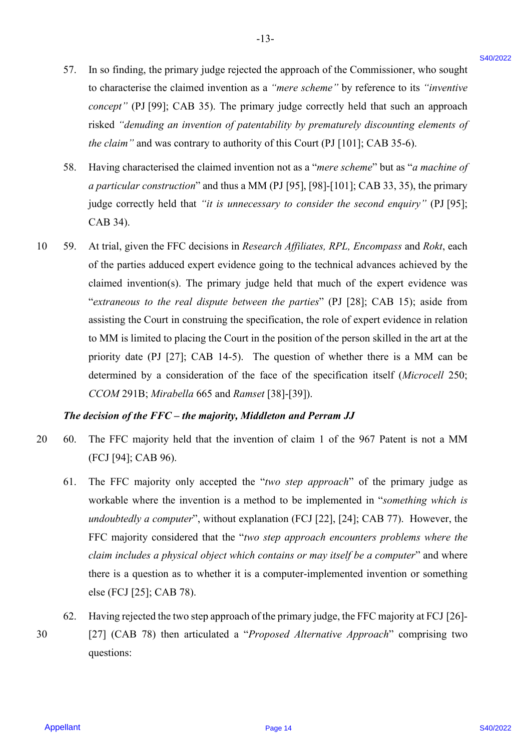57. In so finding, the primary judge rejected the approach of the Commissioner, who sought to characterise the claimed invention as a *"mere scheme"* by reference to its *"inventive concept"* (PJ [99]; CAB 35). The primary judge correctly held that such an approach risked *"denuding an invention of patentability by prematurely discounting elements of the claim"* and was contrary to authority of this Court (PJ [101]; CAB 35-6).

58. Having characterised the claimed invention not as a "*mere scheme*" but as "*a machine of a particular construction*" and thus a MM (PJ [95], [98]-[101]; CAB 33, 35), the primary judge correctly held that *"it is unnecessary to consider the second enquiry"* (PJ [95]; CAB 34).

59. At trial, given the FFC decisions in *Research Affiliates, RPL, Encompass* and *Rokt*, each of the parties adduced expert evidence going to the technical advances achieved by the claimed invention(s). The primary judge held that much of the expert evidence was "*extraneous to the real dispute between the parties*" (PJ [28]; CAB 15); aside from assisting the Court in construing the specification, the role of expert evidence in relation to MM is limited to placing the Court in the position of the person skilled in the art at the priority date (PJ [27]; CAB 14-5). The question of whether there is a MM can be determined by a consideration of the face of the specification itself (*Microcell* 250; *CCOM* 291B; *Mirabella* 665 and *Ramset* [38]-[39]).

***The decision of the FFC – the majority, Middleton and Perram JJ***

60. The FFC majority held that the invention of claim 1 of the 967 Patent is not a MM (FCJ [94]; CAB 96).

61. The FFC majority only accepted the "*two step approach*" of the primary judge as workable where the invention is a method to be implemented in "*something which is undoubtedly a computer*", without explanation (FCJ [22], [24]; CAB 77). However, the FFC majority considered that the "*two step approach encounters problems where the claim includes a physical object which contains or may itself be a computer*" and where there is a question as to whether it is a computer-implemented invention or something else (FCJ [25]; CAB 78).

62. Having rejected the two step approach of the primary judge, the FFC majority at FCJ [26]-[27] (CAB 78) then articulated a "*Proposed Alternative Approach*" comprising two questions: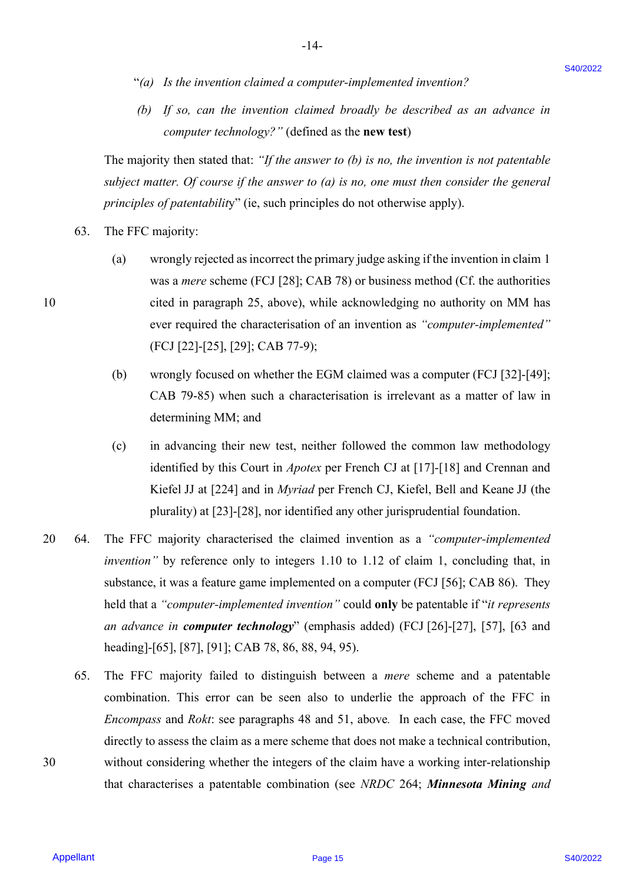"*(a) Is the invention claimed a computer-implemented invention?*

*(b) If so, can the invention claimed broadly be described as an advance in computer technology?*" (defined as the **new test**)

The majority then stated that: *"If the answer to (b) is no, the invention is not patentable subject matter. Of course if the answer to (a) is no, one must then consider the general principles of patentability*" (ie, such principles do not otherwise apply).

63. The FFC majority:

   (a) wrongly rejected as incorrect the primary judge asking if the invention in claim 1 was a *mere* scheme (FCJ [28]; CAB 78) or business method (Cf. the authorities cited in paragraph 25, above), while acknowledging no authority on MM has ever required the characterisation of an invention as *"computer-implemented"* (FCJ [22]-[25], [29]; CAB 77-9);

   (b) wrongly focused on whether the EGM claimed was a computer (FCJ [32]-[49]; CAB 79-85) when such a characterisation is irrelevant as a matter of law in determining MM; and

   (c) in advancing their new test, neither followed the common law methodology identified by this Court in *Apotex* per French CJ at [17]-[18] and Crennan and Kiefel JJ at [224] and in *Myriad* per French CJ, Kiefel, Bell and Keane JJ (the plurality) at [23]-[28], nor identified any other jurisprudential foundation.

64. The FFC majority characterised the claimed invention as a *"computer-implemented invention"* by reference only to integers 1.10 to 1.12 of claim 1, concluding that, in substance, it was a feature game implemented on a computer (FCJ [56]; CAB 86). They held that a *"computer-implemented invention"* could **only** be patentable if "*it represents an advance in* ***computer technology***" (emphasis added) (FCJ [26]-[27], [57], [63 and heading]-[65], [87], [91]; CAB 78, 86, 88, 94, 95).

65. The FFC majority failed to distinguish between a *mere* scheme and a patentable combination. This error can be seen also to underlie the approach of the FFC in *Encompass* and *Rokt*: see paragraphs 48 and 51, above. In each case, the FFC moved directly to assess the claim as a mere scheme that does not make a technical contribution, without considering whether the integers of the claim have a working inter-relationship that characterises a patentable combination (see *NRDC* 264; ***Minnesota Mining*** *and*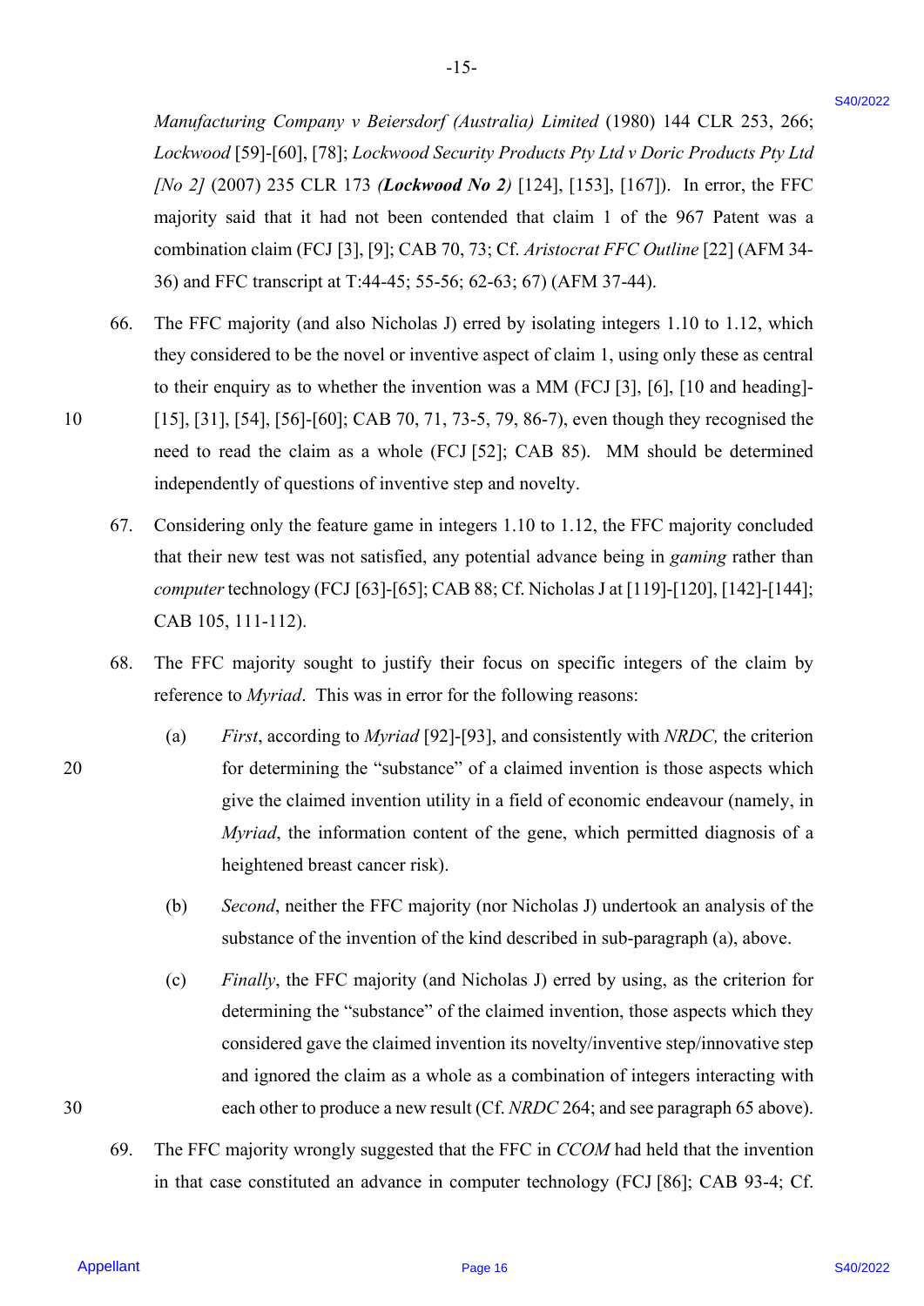*Manufacturing Company v Beiersdorf (Australia) Limited* (1980) 144 CLR 253, 266; *Lockwood* [59]-[60], [78]; *Lockwood Security Products Pty Ltd v Doric Products Pty Ltd [No 2]* (2007) 235 CLR 173 (***Lockwood No 2***) [124], [153], [167]). In error, the FFC majority said that it had not been contended that claim 1 of the 967 Patent was a combination claim (FCJ [3], [9]; CAB 70, 73; Cf. *Aristocrat FFC Outline* [22] (AFM 34-36) and FFC transcript at T:44-45; 55-56; 62-63; 67) (AFM 37-44).

66. The FFC majority (and also Nicholas J) erred by isolating integers 1.10 to 1.12, which they considered to be the novel or inventive aspect of claim 1, using only these as central to their enquiry as to whether the invention was a MM (FCJ [3], [6], [10 and heading]-[15], [31], [54], [56]-[60]; CAB 70, 71, 73-5, 79, 86-7), even though they recognised the need to read the claim as a whole (FCJ [52]; CAB 85). MM should be determined independently of questions of inventive step and novelty.

67. Considering only the feature game in integers 1.10 to 1.12, the FFC majority concluded that their new test was not satisfied, any potential advance being in *gaming* rather than *computer* technology (FCJ [63]-[65]; CAB 88; Cf. Nicholas J at [119]-[120], [142]-[144]; CAB 105, 111-112).

68. The FFC majority sought to justify their focus on specific integers of the claim by reference to *Myriad*. This was in error for the following reasons:

    (a) *First*, according to *Myriad* [92]-[93], and consistently with *NRDC,* the criterion for determining the "substance" of a claimed invention is those aspects which give the claimed invention utility in a field of economic endeavour (namely, in *Myriad*, the information content of the gene, which permitted diagnosis of a heightened breast cancer risk).

    (b) *Second*, neither the FFC majority (nor Nicholas J) undertook an analysis of the substance of the invention of the kind described in sub-paragraph (a), above.

    (c) *Finally*, the FFC majority (and Nicholas J) erred by using, as the criterion for determining the "substance" of the claimed invention, those aspects which they considered gave the claimed invention its novelty/inventive step/innovative step and ignored the claim as a whole as a combination of integers interacting with each other to produce a new result (Cf. *NRDC* 264; and see paragraph 65 above).

69. The FFC majority wrongly suggested that the FFC in *CCOM* had held that the invention in that case constituted an advance in computer technology (FCJ [86]; CAB 93-4; Cf.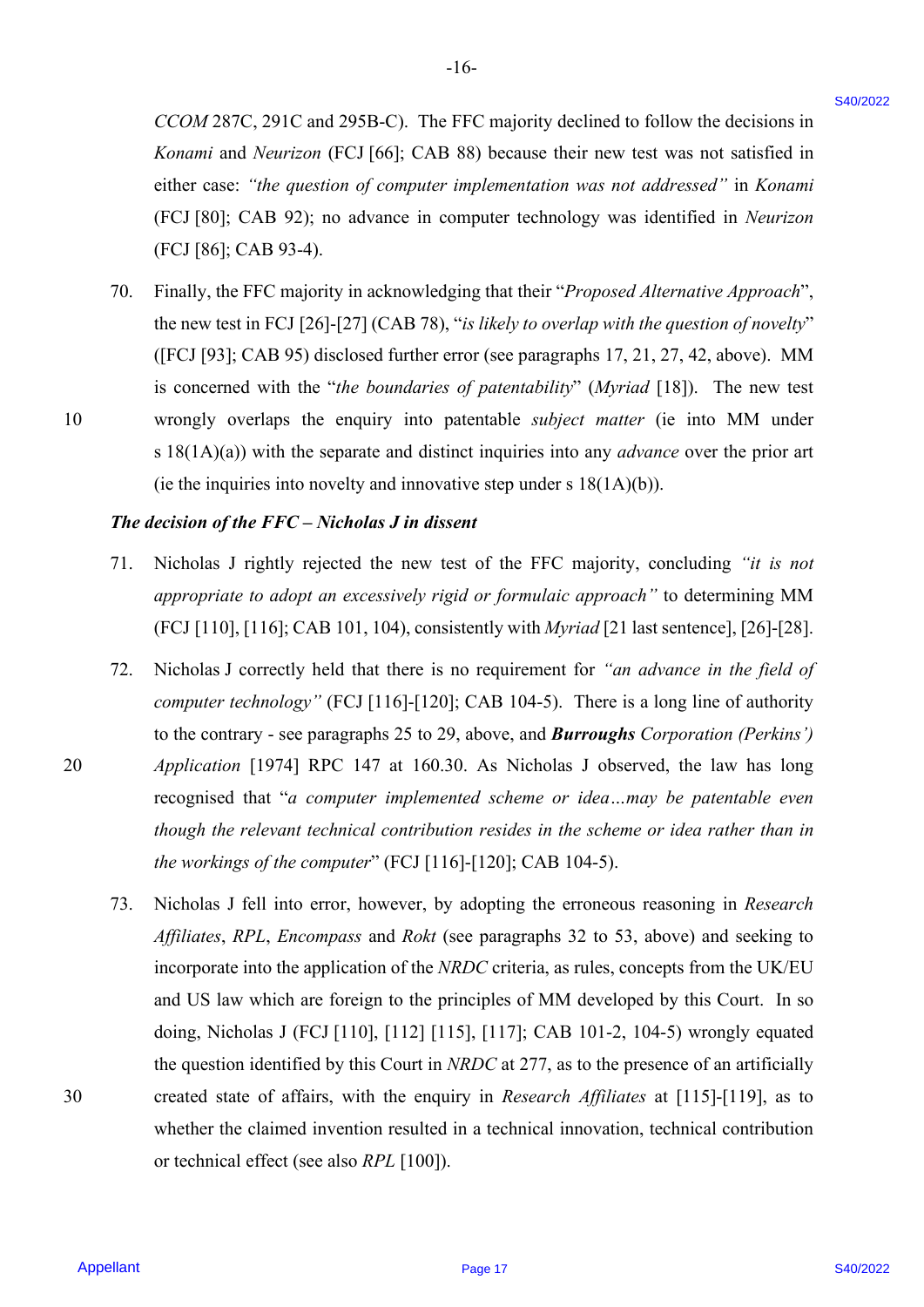*CCOM* 287C, 291C and 295B-C). The FFC majority declined to follow the decisions in *Konami* and *Neurizon* (FCJ [66]; CAB 88) because their new test was not satisfied in either case: *"the question of computer implementation was not addressed"* in *Konami* (FCJ [80]; CAB 92); no advance in computer technology was identified in *Neurizon* (FCJ [86]; CAB 93-4).

70. Finally, the FFC majority in acknowledging that their "*Proposed Alternative Approach*", the new test in FCJ [26]-[27] (CAB 78), "*is likely to overlap with the question of novelty*" ([FCJ [93]; CAB 95) disclosed further error (see paragraphs 17, 21, 27, 42, above). MM is concerned with the "*the boundaries of patentability*" (*Myriad* [18]). The new test wrongly overlaps the enquiry into patentable *subject matter* (ie into MM under s 18(1A)(a)) with the separate and distinct inquiries into any *advance* over the prior art (ie the inquiries into novelty and innovative step under s 18(1A)(b)).

***The decision of the FFC – Nicholas J in dissent***

71. Nicholas J rightly rejected the new test of the FFC majority, concluding *"it is not appropriate to adopt an excessively rigid or formulaic approach"* to determining MM (FCJ [110], [116]; CAB 101, 104), consistently with *Myriad* [21 last sentence], [26]-[28].

72. Nicholas J correctly held that there is no requirement for *"an advance in the field of computer technology"* (FCJ [116]-[120]; CAB 104-5). There is a long line of authority to the contrary - see paragraphs 25 to 29, above, and ***Burroughs*** *Corporation (Perkins') Application* [1974] RPC 147 at 160.30. As Nicholas J observed, the law has long recognised that "*a computer implemented scheme or idea…may be patentable even though the relevant technical contribution resides in the scheme or idea rather than in the workings of the computer*" (FCJ [116]-[120]; CAB 104-5).

73. Nicholas J fell into error, however, by adopting the erroneous reasoning in *Research Affiliates*, *RPL*, *Encompass* and *Rokt* (see paragraphs 32 to 53, above) and seeking to incorporate into the application of the *NRDC* criteria, as rules, concepts from the UK/EU and US law which are foreign to the principles of MM developed by this Court. In so doing, Nicholas J (FCJ [110], [112] [115], [117]; CAB 101-2, 104-5) wrongly equated the question identified by this Court in *NRDC* at 277, as to the presence of an artificially created state of affairs, with the enquiry in *Research Affiliates* at [115]-[119], as to whether the claimed invention resulted in a technical innovation, technical contribution or technical effect (see also *RPL* [100]).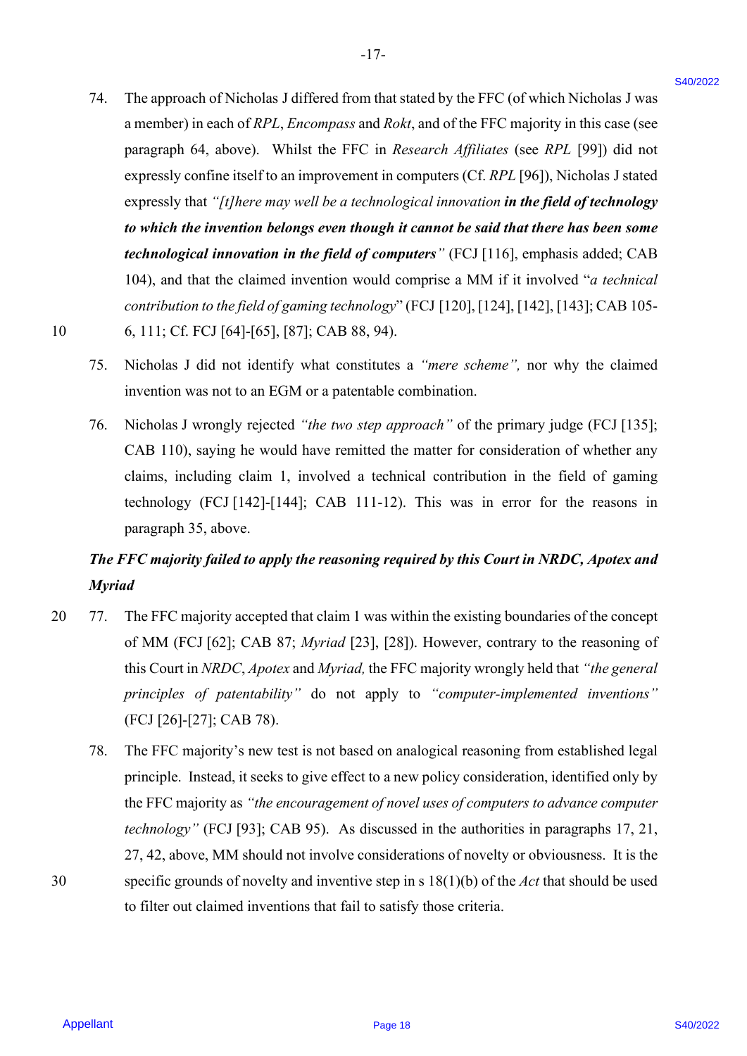74. The approach of Nicholas J differed from that stated by the FFC (of which Nicholas J was a member) in each of *RPL*, *Encompass* and *Rokt*, and of the FFC majority in this case (see paragraph 64, above). Whilst the FFC in *Research Affiliates* (see *RPL* [99]) did not expressly confine itself to an improvement in computers (Cf. *RPL* [96]), Nicholas J stated expressly that *"[t]here may well be a technological innovation **in the field of technology to which the invention belongs even though it cannot be said that there has been some technological innovation in the field of computers**"* (FCJ [116], emphasis added; CAB 104), and that the claimed invention would comprise a MM if it involved "*a technical contribution to the field of gaming technology*" (FCJ [120], [124], [142], [143]; CAB 105-6, 111; Cf. FCJ [64]-[65], [87]; CAB 88, 94).

75. Nicholas J did not identify what constitutes a *"mere scheme",* nor why the claimed invention was not to an EGM or a patentable combination.

76. Nicholas J wrongly rejected *"the two step approach"* of the primary judge (FCJ [135]; CAB 110), saying he would have remitted the matter for consideration of whether any claims, including claim 1, involved a technical contribution in the field of gaming technology (FCJ [142]-[144]; CAB 111-12). This was in error for the reasons in paragraph 35, above.

***The FFC majority failed to apply the reasoning required by this Court in NRDC, Apotex and Myriad***

77. The FFC majority accepted that claim 1 was within the existing boundaries of the concept of MM (FCJ [62]; CAB 87; *Myriad* [23], [28]). However, contrary to the reasoning of this Court in *NRDC*, *Apotex* and *Myriad,* the FFC majority wrongly held that *"the general principles of patentability"* do not apply to *"computer-implemented inventions"* (FCJ [26]-[27]; CAB 78).

78. The FFC majority's new test is not based on analogical reasoning from established legal principle. Instead, it seeks to give effect to a new policy consideration, identified only by the FFC majority as *"the encouragement of novel uses of computers to advance computer technology"* (FCJ [93]; CAB 95). As discussed in the authorities in paragraphs 17, 21, 27, 42, above, MM should not involve considerations of novelty or obviousness. It is the specific grounds of novelty and inventive step in s 18(1)(b) of the *Act* that should be used to filter out claimed inventions that fail to satisfy those criteria.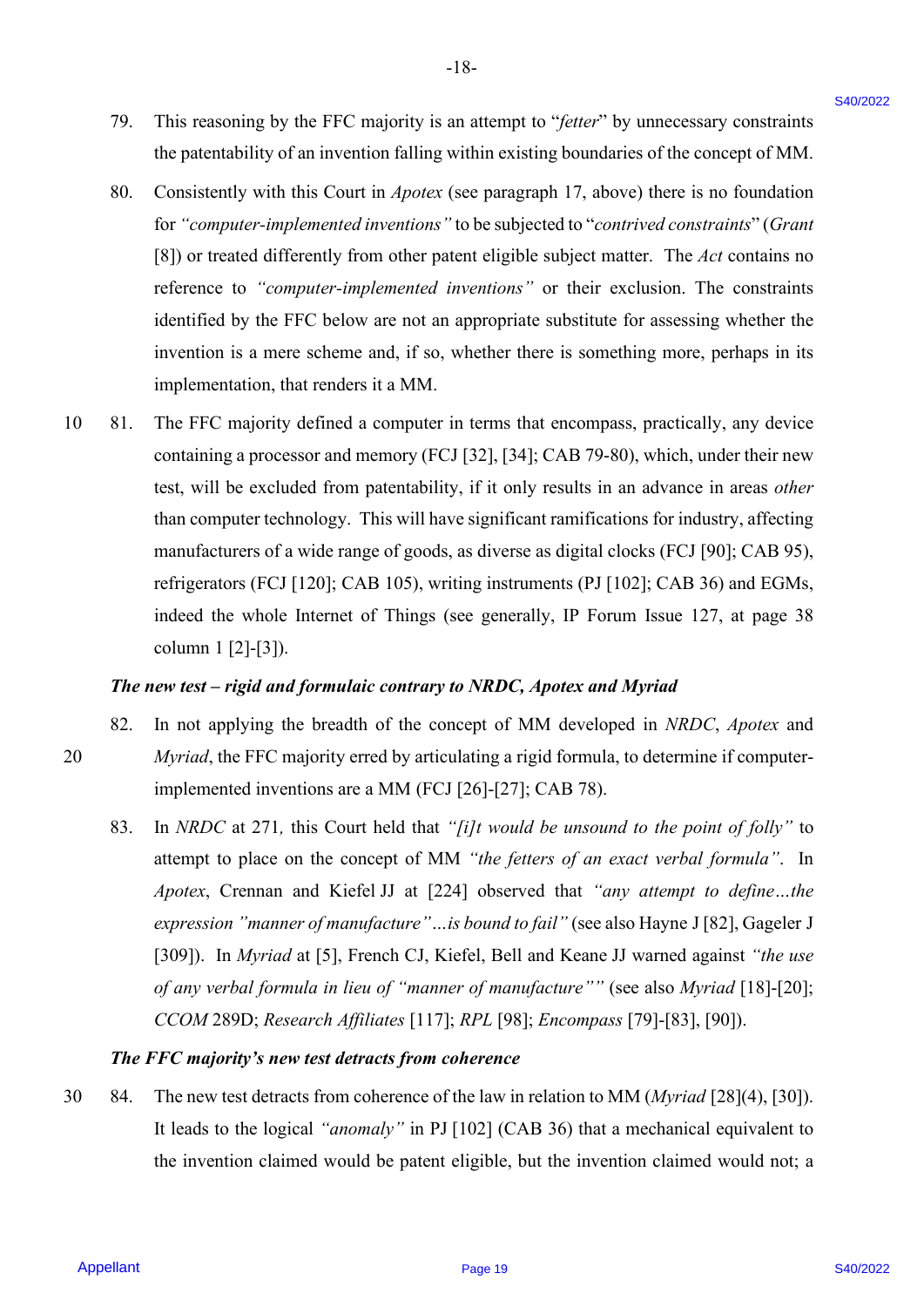79. This reasoning by the FFC majority is an attempt to "*fetter*" by unnecessary constraints the patentability of an invention falling within existing boundaries of the concept of MM.

80. Consistently with this Court in *Apotex* (see paragraph 17, above) there is no foundation for *"computer-implemented inventions"* to be subjected to "*contrived constraints*" (*Grant* [8]) or treated differently from other patent eligible subject matter. The *Act* contains no reference to *"computer-implemented inventions"* or their exclusion. The constraints identified by the FFC below are not an appropriate substitute for assessing whether the invention is a mere scheme and, if so, whether there is something more, perhaps in its implementation, that renders it a MM.

81. The FFC majority defined a computer in terms that encompass, practically, any device containing a processor and memory (FCJ [32], [34]; CAB 79-80), which, under their new test, will be excluded from patentability, if it only results in an advance in areas *other* than computer technology. This will have significant ramifications for industry, affecting manufacturers of a wide range of goods, as diverse as digital clocks (FCJ [90]; CAB 95), refrigerators (FCJ [120]; CAB 105), writing instruments (PJ [102]; CAB 36) and EGMs, indeed the whole Internet of Things (see generally, IP Forum Issue 127, at page 38 column 1 [2]-[3]).

***The new test – rigid and formulaic contrary to NRDC, Apotex and Myriad***

82. In not applying the breadth of the concept of MM developed in *NRDC*, *Apotex* and *Myriad*, the FFC majority erred by articulating a rigid formula, to determine if computer-implemented inventions are a MM (FCJ [26]-[27]; CAB 78).

83. In *NRDC* at 271*,* this Court held that *"[i]t would be unsound to the point of folly"* to attempt to place on the concept of MM *"the fetters of an exact verbal formula"*. In *Apotex*, Crennan and Kiefel JJ at [224] observed that *"any attempt to define…the expression "manner of manufacture"…is bound to fail"* (see also Hayne J [82], Gageler J [309]). In *Myriad* at [5], French CJ, Kiefel, Bell and Keane JJ warned against *"the use of any verbal formula in lieu of "manner of manufacture""* (see also *Myriad* [18]-[20]; *CCOM* 289D; *Research Affiliates* [117]; *RPL* [98]; *Encompass* [79]-[83], [90]).

***The FFC majority's new test detracts from coherence***

84. The new test detracts from coherence of the law in relation to MM (*Myriad* [28](4), [30]). It leads to the logical *"anomaly"* in PJ [102] (CAB 36) that a mechanical equivalent to the invention claimed would be patent eligible, but the invention claimed would not; a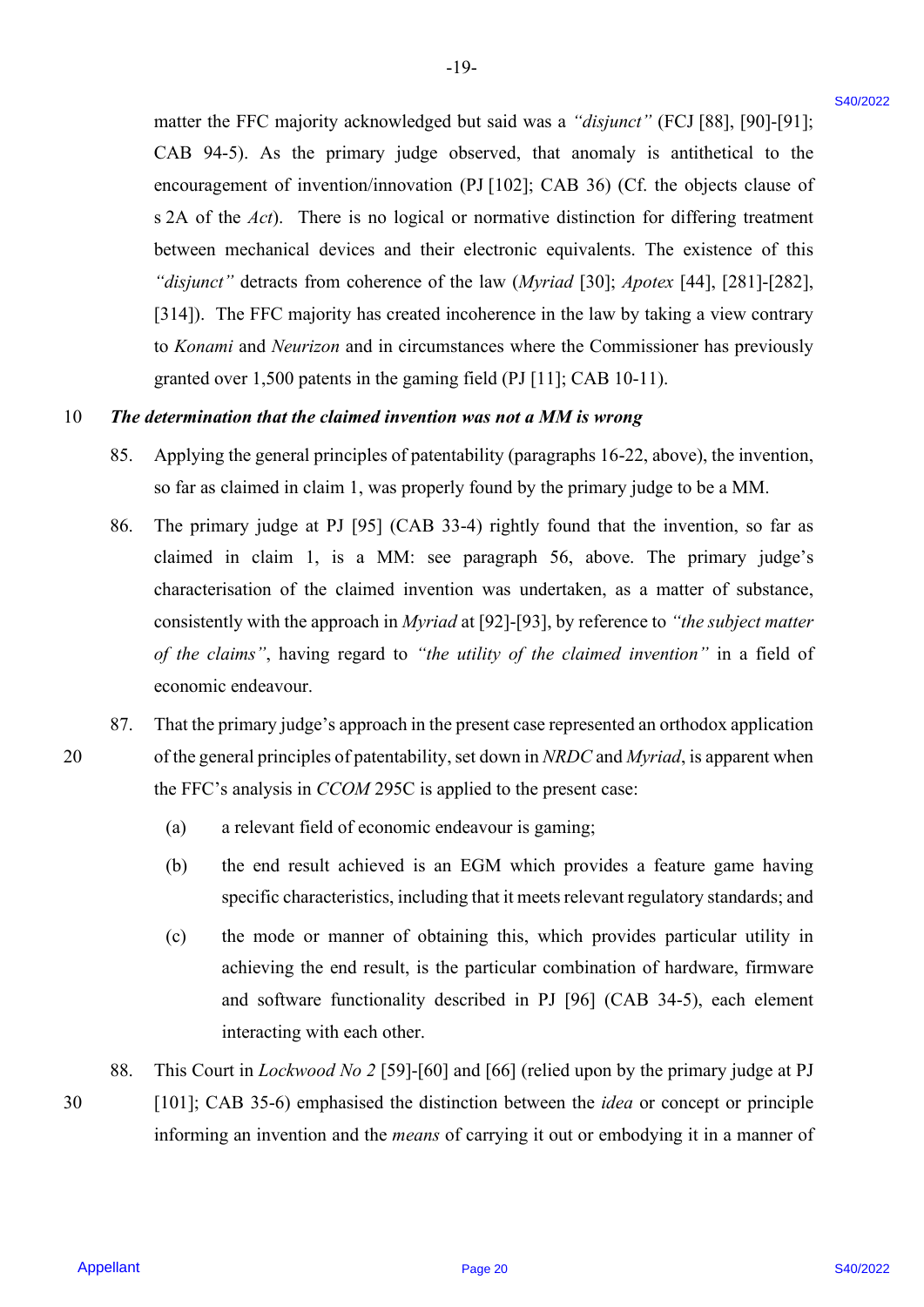matter the FFC majority acknowledged but said was a *"disjunct"* (FCJ [88], [90]-[91]; CAB 94-5). As the primary judge observed, that anomaly is antithetical to the encouragement of invention/innovation (PJ [102]; CAB 36) (Cf. the objects clause of s 2A of the *Act*). There is no logical or normative distinction for differing treatment between mechanical devices and their electronic equivalents. The existence of this *"disjunct"* detracts from coherence of the law (*Myriad* [30]; *Apotex* [44], [281]-[282], [314]). The FFC majority has created incoherence in the law by taking a view contrary to *Konami* and *Neurizon* and in circumstances where the Commissioner has previously granted over 1,500 patents in the gaming field (PJ [11]; CAB 10-11).

***The determination that the claimed invention was not a MM is wrong***

85. Applying the general principles of patentability (paragraphs 16-22, above), the invention, so far as claimed in claim 1, was properly found by the primary judge to be a MM.

86. The primary judge at PJ [95] (CAB 33-4) rightly found that the invention, so far as claimed in claim 1, is a MM: see paragraph 56, above. The primary judge's characterisation of the claimed invention was undertaken, as a matter of substance, consistently with the approach in *Myriad* at [92]-[93], by reference to *"the subject matter of the claims"*, having regard to *"the utility of the claimed invention"* in a field of economic endeavour.

87. That the primary judge's approach in the present case represented an orthodox application of the general principles of patentability, set down in *NRDC* and *Myriad*, is apparent when the FFC's analysis in *CCOM* 295C is applied to the present case:

    (a) a relevant field of economic endeavour is gaming;

    (b) the end result achieved is an EGM which provides a feature game having specific characteristics, including that it meets relevant regulatory standards; and

    (c) the mode or manner of obtaining this, which provides particular utility in achieving the end result, is the particular combination of hardware, firmware and software functionality described in PJ [96] (CAB 34-5), each element interacting with each other.

88. This Court in *Lockwood No 2* [59]-[60] and [66] (relied upon by the primary judge at PJ [101]; CAB 35-6) emphasised the distinction between the *idea* or concept or principle informing an invention and the *means* of carrying it out or embodying it in a manner of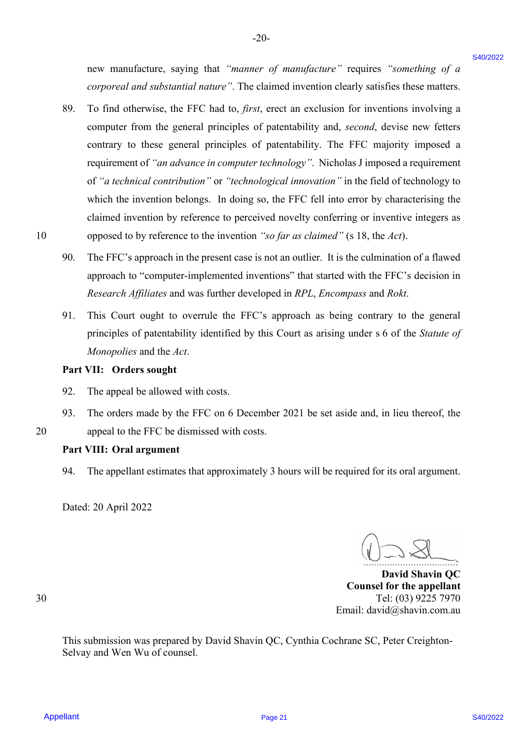new manufacture, saying that *"manner of manufacture"* requires *"something of a corporeal and substantial nature"*. The claimed invention clearly satisfies these matters.

89. To find otherwise, the FFC had to, *first*, erect an exclusion for inventions involving a computer from the general principles of patentability and, *second*, devise new fetters contrary to these general principles of patentability. The FFC majority imposed a requirement of *"an advance in computer technology"*. Nicholas J imposed a requirement of *"a technical contribution"* or *"technological innovation"* in the field of technology to which the invention belongs. In doing so, the FFC fell into error by characterising the claimed invention by reference to perceived novelty conferring or inventive integers as opposed to by reference to the invention *"so far as claimed"* (s 18, the *Act*).

90. The FFC's approach in the present case is not an outlier. It is the culmination of a flawed approach to "computer-implemented inventions" that started with the FFC's decision in *Research Affiliates* and was further developed in *RPL*, *Encompass* and *Rokt*.

91. This Court ought to overrule the FFC's approach as being contrary to the general principles of patentability identified by this Court as arising under s 6 of the *Statute of Monopolies* and the *Act*.

**Part VII: Orders sought**

92. The appeal be allowed with costs.

93. The orders made by the FFC on 6 December 2021 be set aside and, in lieu thereof, the appeal to the FFC be dismissed with costs.

**Part VIII: Oral argument**

94. The appellant estimates that approximately 3 hours will be required for its oral argument.

Dated: 20 April 2022

**David Shavin QC**
**Counsel for the appellant**
Tel: (03) 9225 7970
Email: david@shavin.com.au

This submission was prepared by David Shavin QC, Cynthia Cochrane SC, Peter Creighton-Selvay and Wen Wu of counsel.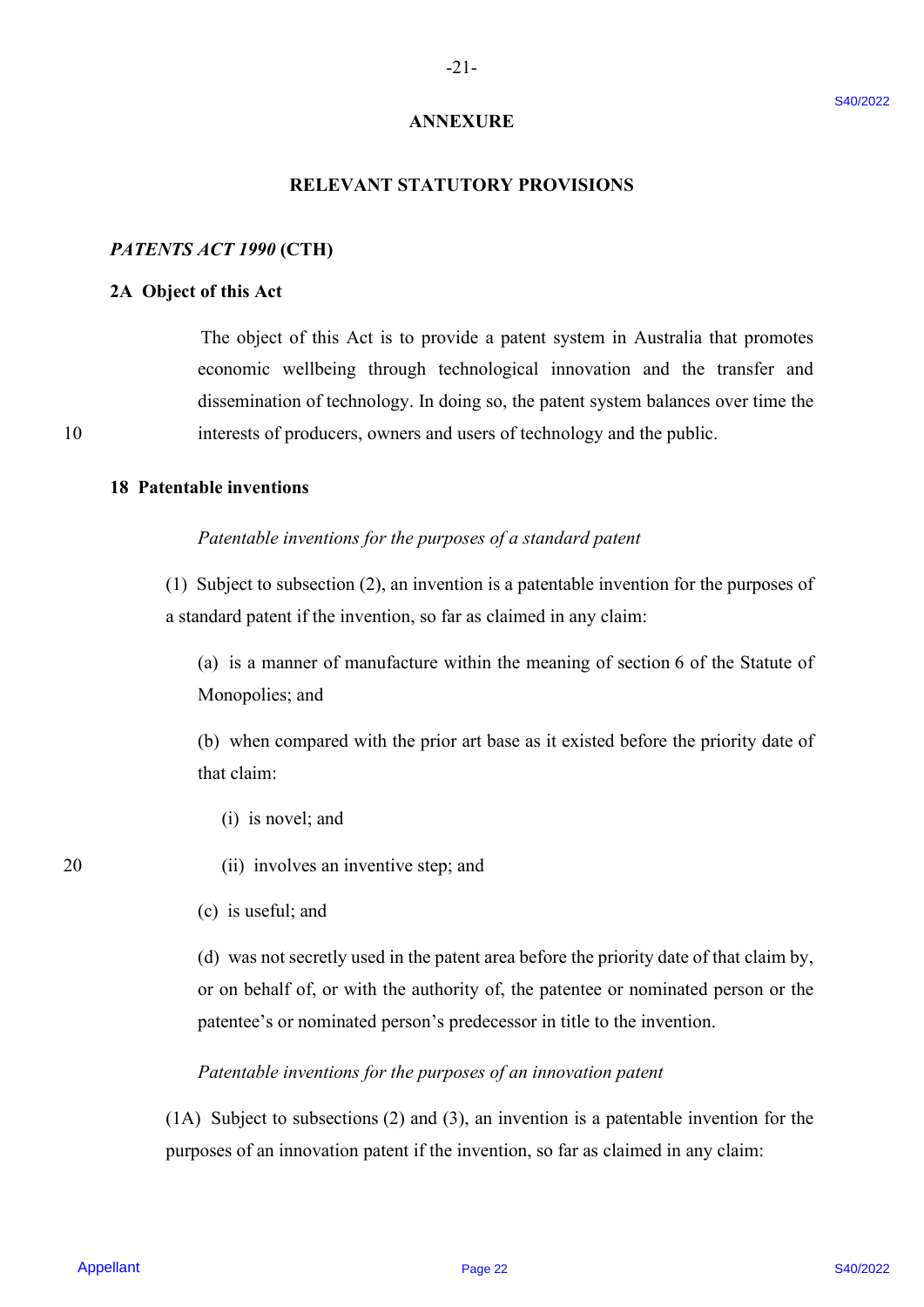## ANNEXURE

## RELEVANT STATUTORY PROVISIONS

***PATENTS ACT 1990* (CTH)**

**2A Object of this Act**

The object of this Act is to provide a patent system in Australia that promotes economic wellbeing through technological innovation and the transfer and dissemination of technology. In doing so, the patent system balances over time the interests of producers, owners and users of technology and the public.

**18 Patentable inventions**

*Patentable inventions for the purposes of a standard patent*

(1) Subject to subsection (2), an invention is a patentable invention for the purposes of a standard patent if the invention, so far as claimed in any claim:

(a) is a manner of manufacture within the meaning of section 6 of the Statute of Monopolies; and

(b) when compared with the prior art base as it existed before the priority date of that claim:

(i) is novel; and

(ii) involves an inventive step; and

(c) is useful; and

(d) was not secretly used in the patent area before the priority date of that claim by, or on behalf of, or with the authority of, the patentee or nominated person or the patentee's or nominated person's predecessor in title to the invention.

*Patentable inventions for the purposes of an innovation patent*

(1A) Subject to subsections (2) and (3), an invention is a patentable invention for the purposes of an innovation patent if the invention, so far as claimed in any claim: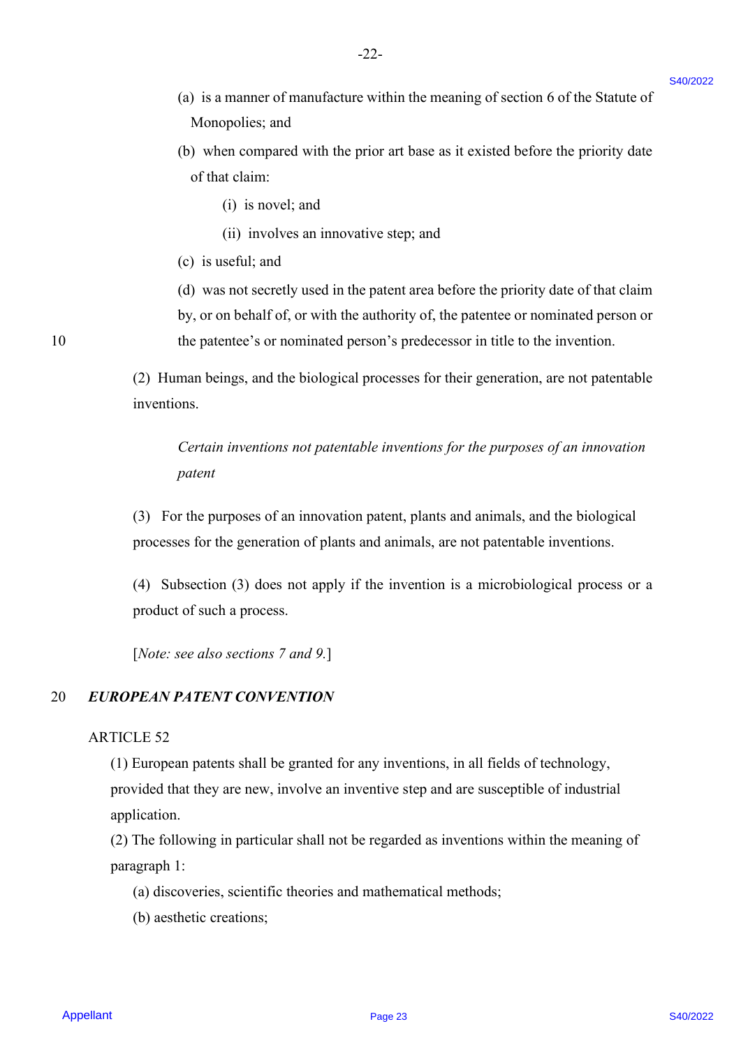(a) is a manner of manufacture within the meaning of section 6 of the Statute of Monopolies; and

(b) when compared with the prior art base as it existed before the priority date of that claim:

(i) is novel; and

(ii) involves an innovative step; and

(c) is useful; and

(d) was not secretly used in the patent area before the priority date of that claim by, or on behalf of, or with the authority of, the patentee or nominated person or the patentee's or nominated person's predecessor in title to the invention.

(2) Human beings, and the biological processes for their generation, are not patentable inventions.

*Certain inventions not patentable inventions for the purposes of an innovation patent*

(3) For the purposes of an innovation patent, plants and animals, and the biological processes for the generation of plants and animals, are not patentable inventions.

(4) Subsection (3) does not apply if the invention is a microbiological process or a product of such a process.

[*Note: see also sections 7 and 9.*]

## *EUROPEAN PATENT CONVENTION*

ARTICLE 52

(1) European patents shall be granted for any inventions, in all fields of technology, provided that they are new, involve an inventive step and are susceptible of industrial application.

(2) The following in particular shall not be regarded as inventions within the meaning of paragraph 1:

(a) discoveries, scientific theories and mathematical methods;

(b) aesthetic creations;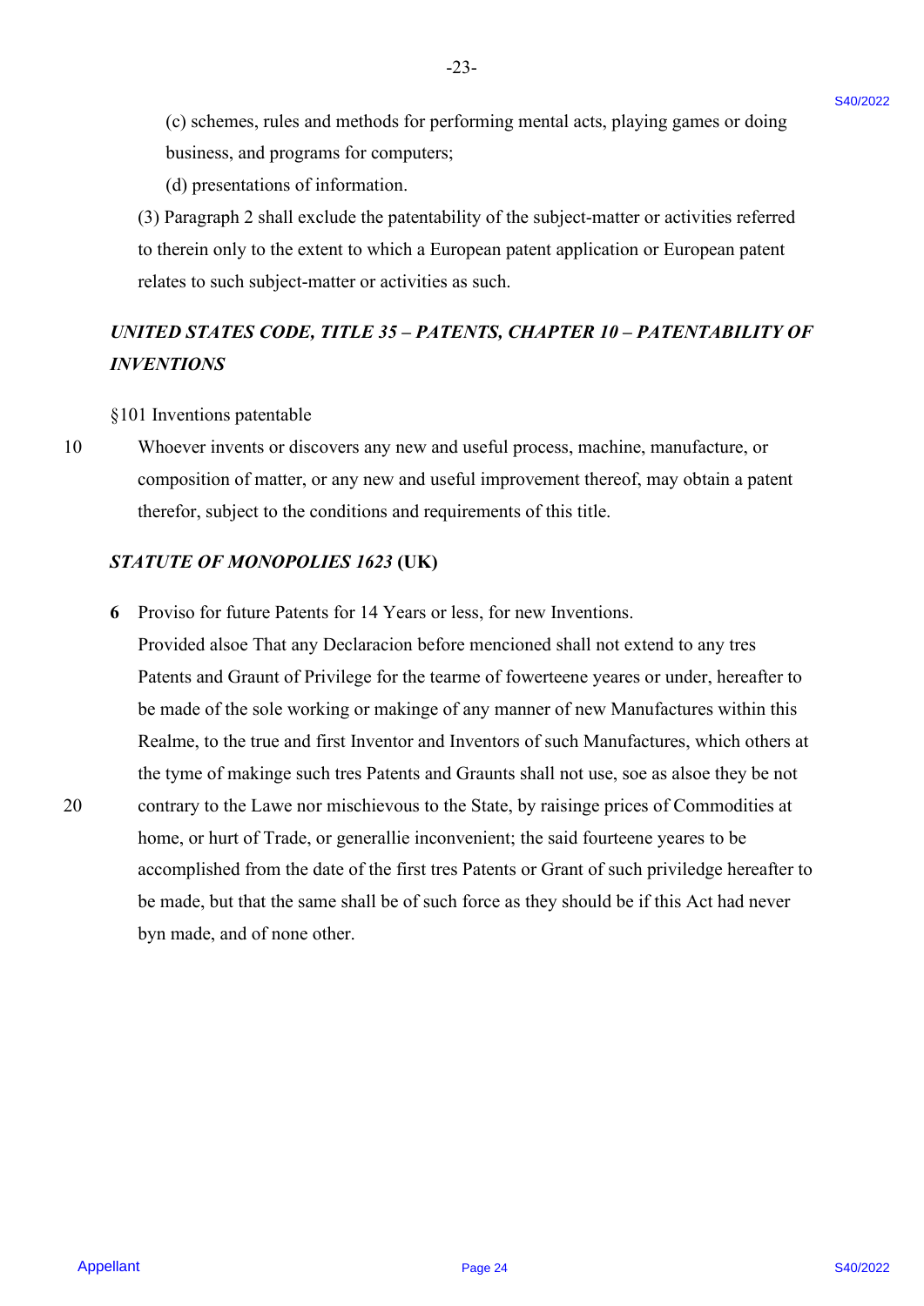(c) schemes, rules and methods for performing mental acts, playing games or doing business, and programs for computers;

(d) presentations of information.

(3) Paragraph 2 shall exclude the patentability of the subject-matter or activities referred to therein only to the extent to which a European patent application or European patent relates to such subject-matter or activities as such.

***UNITED STATES CODE, TITLE 35 – PATENTS, CHAPTER 10 – PATENTABILITY OF INVENTIONS***

§101 Inventions patentable

Whoever invents or discovers any new and useful process, machine, manufacture, or composition of matter, or any new and useful improvement thereof, may obtain a patent therefor, subject to the conditions and requirements of this title.

***STATUTE OF MONOPOLIES 1623* (UK)**

**6** Proviso for future Patents for 14 Years or less, for new Inventions.

Provided alsoe That any Declaracion before mencioned shall not extend to any tres Patents and Graunt of Privilege for the tearme of fowerteene yeares or under, hereafter to be made of the sole working or makinge of any manner of new Manufactures within this Realme, to the true and first Inventor and Inventors of such Manufactures, which others at the tyme of makinge such tres Patents and Graunts shall not use, soe as alsoe they be not contrary to the Lawe nor mischievous to the State, by raisinge prices of Commodities at home, or hurt of Trade, or generallie inconvenient; the said fourteene yeares to be accomplished from the date of the first tres Patents or Grant of such priviledge hereafter to be made, but that the same shall be of such force as they should be if this Act had never byn made, and of none other.